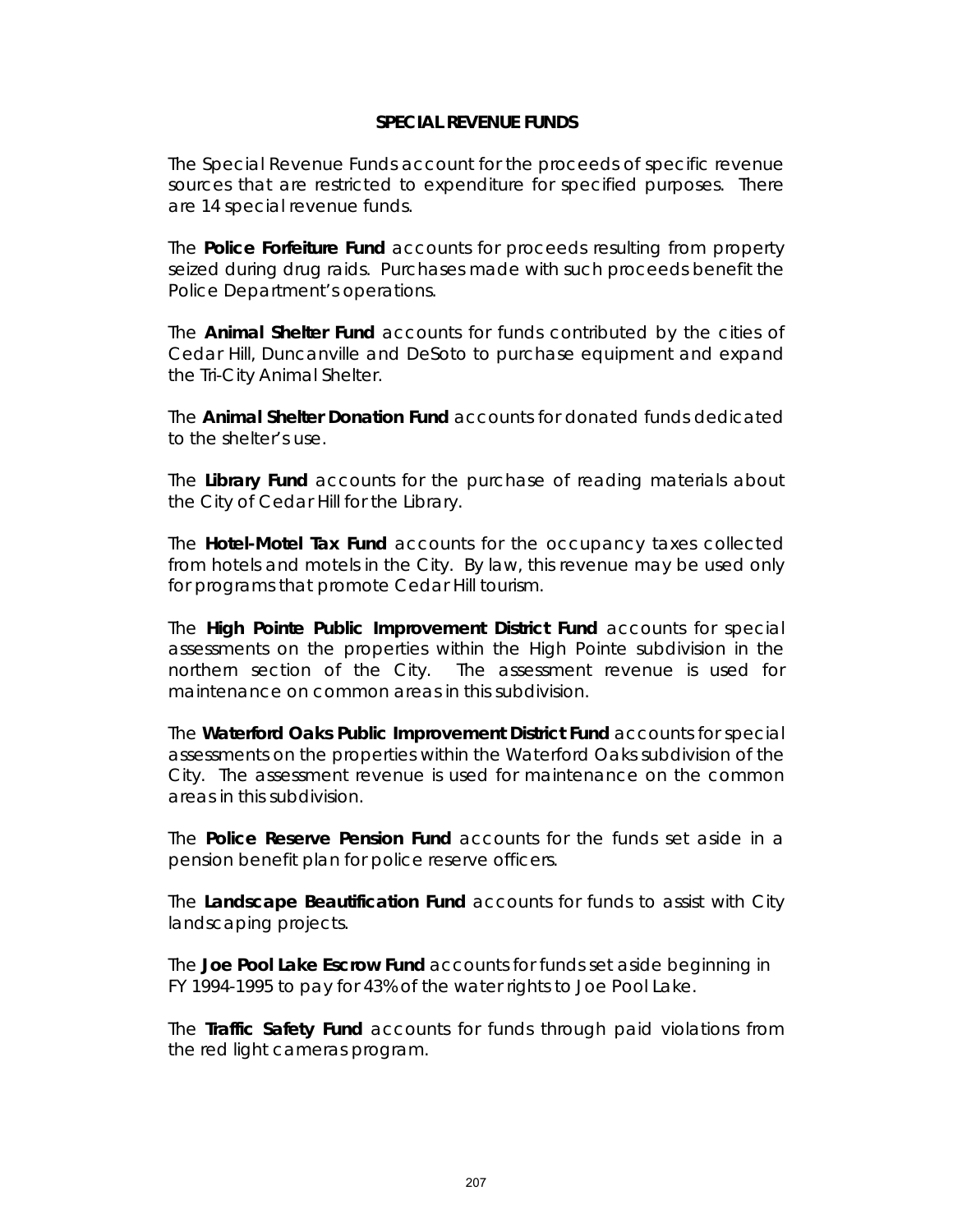# SPECIAL REVENUE FUNDS

The Special Revenue Funds account for the proceeds of specific revenue sources that are restricted to expenditure for specified purposes. There are 14 special revenue funds.

The **Police Forfeiture Fund** accounts for proceeds resulting from property seized during drug raids. Purchases made with such proceeds benefit the Police Department's operations.

The **Animal Shelter Fund** accounts for funds contributed by the cities of Cedar Hill, Duncanville and DeSoto to purchase equipment and expand the Tri-City Animal Shelter.

The **Animal Shelter Donation Fund** accounts for donated funds dedicated to the shelter's use.

The **Library Fund** accounts for the purchase of reading materials about the City of Cedar Hill for the Library.

The **Hotel-Motel Tax Fund** accounts for the occupancy taxes collected from hotels and motels in the City. By law, this revenue may be used only for programs that promote Cedar Hill tourism.

The **High Pointe Public Improvement District Fund** accounts for special assessments on the properties within the High Pointe subdivision in the northern section of the City. The assessment revenue is used for maintenance on common areas in this subdivision.

The **Waterford Oaks Public Improvement District Fund** accounts for special assessments on the properties within the Waterford Oaks subdivision of the City. The assessment revenue is used for maintenance on the common areas in this subdivision.

The **Police Reserve Pension Fund** accounts for the funds set aside in a pension benefit plan for police reserve officers.

The **Landscape Beautification Fund** accounts for funds to assist with City landscaping projects.

The **Joe Pool Lake Escrow Fund** accounts for funds set aside beginning in FY 1994-1995 to pay for 43% of the water rights to Joe Pool Lake.

The **Traffic Safety Fund** accounts for funds through paid violations from the red light cameras program.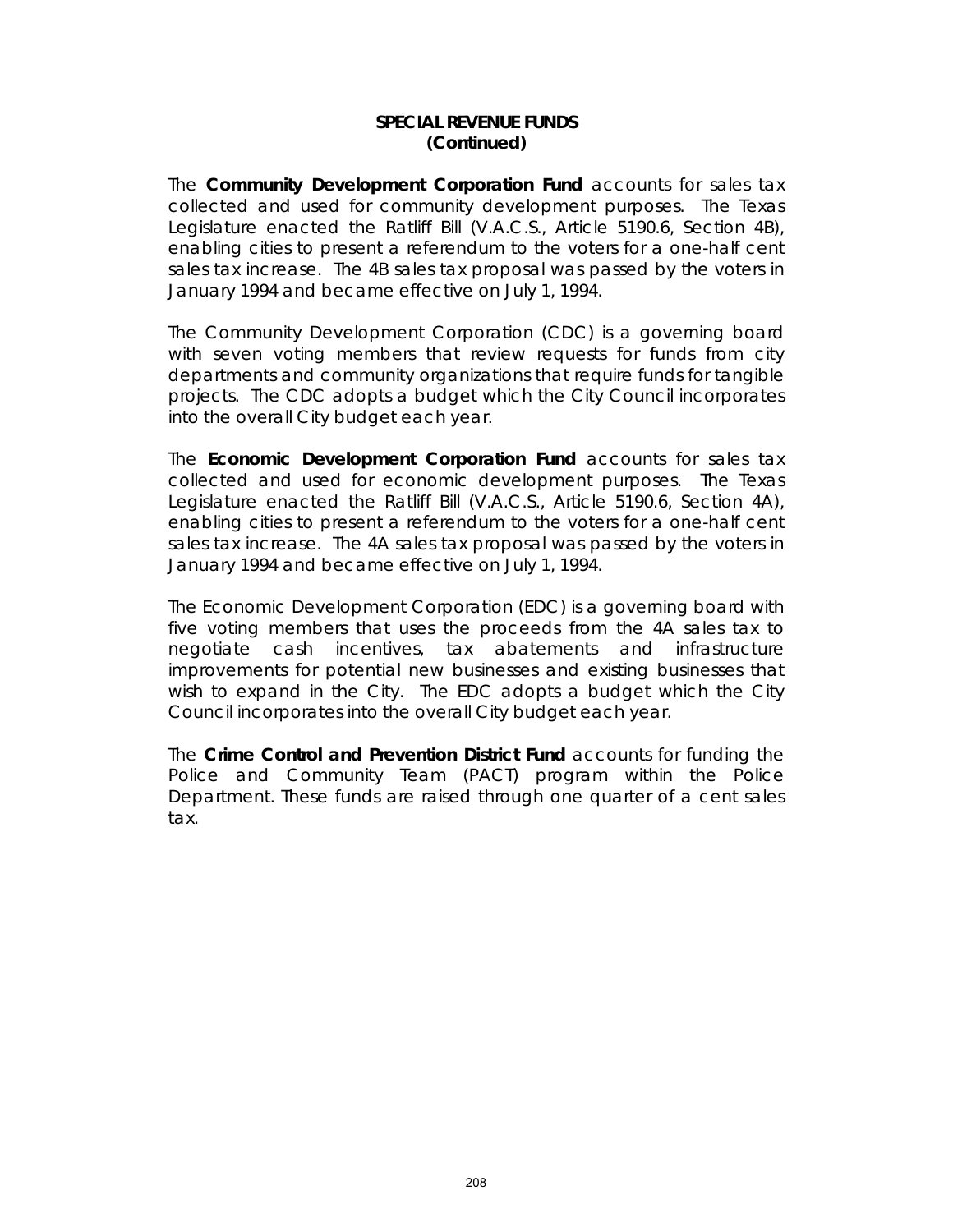## SPECIAL REVENUE FUNDS
## (Continued)

The **Community Development Corporation Fund** accounts for sales tax collected and used for community development purposes. The Texas Legislature enacted the Ratliff Bill (V.A.C.S., Article 5190.6, Section 4B), enabling cities to present a referendum to the voters for a one-half cent sales tax increase. The 4B sales tax proposal was passed by the voters in January 1994 and became effective on July 1, 1994.

The Community Development Corporation (CDC) is a governing board with seven voting members that review requests for funds from city departments and community organizations that require funds for tangible projects. The CDC adopts a budget which the City Council incorporates into the overall City budget each year.

The **Economic Development Corporation Fund** accounts for sales tax collected and used for economic development purposes. The Texas Legislature enacted the Ratliff Bill (V.A.C.S., Article 5190.6, Section 4A), enabling cities to present a referendum to the voters for a one-half cent sales tax increase. The 4A sales tax proposal was passed by the voters in January 1994 and became effective on July 1, 1994.

The Economic Development Corporation (EDC) is a governing board with five voting members that uses the proceeds from the 4A sales tax to negotiate cash incentives, tax abatements and infrastructure improvements for potential new businesses and existing businesses that wish to expand in the City. The EDC adopts a budget which the City Council incorporates into the overall City budget each year.

The **Crime Control and Prevention District Fund** accounts for funding the Police and Community Team (PACT) program within the Police Department. These funds are raised through one quarter of a cent sales tax.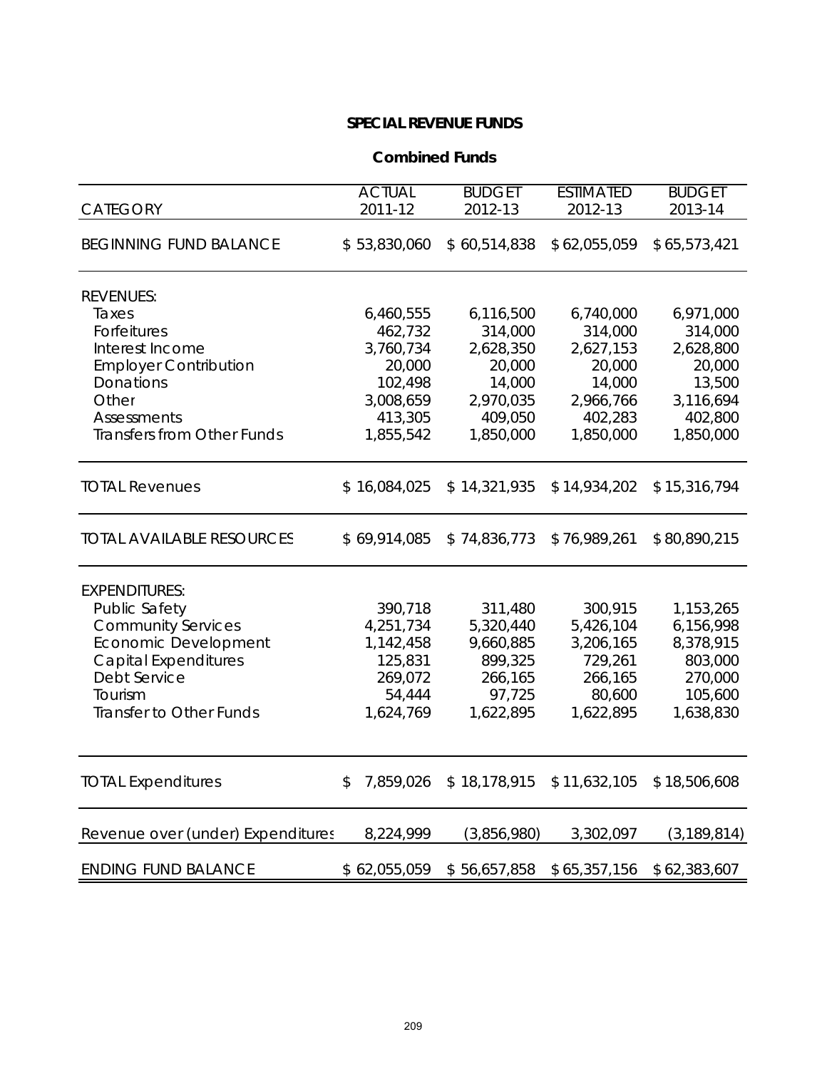## SPECIAL REVENUE FUNDS

### Combined Funds

| CATEGORY | ACTUAL 2011-12 | BUDGET 2012-13 | ESTIMATED 2012-13 | BUDGET 2013-14 |
|---|---|---|---|---|
| BEGINNING FUND BALANCE | $ 53,830,060 | $ 60,514,838 | $ 62,055,059 | $ 65,573,421 |
| REVENUES: | | | | |
| Taxes | 6,460,555 | 6,116,500 | 6,740,000 | 6,971,000 |
| Forfeitures | 462,732 | 314,000 | 314,000 | 314,000 |
| Interest Income | 3,760,734 | 2,628,350 | 2,627,153 | 2,628,800 |
| Employer Contribution | 20,000 | 20,000 | 20,000 | 20,000 |
| Donations | 102,498 | 14,000 | 14,000 | 13,500 |
| Other | 3,008,659 | 2,970,035 | 2,966,766 | 3,116,694 |
| Assessments | 413,305 | 409,050 | 402,283 | 402,800 |
| Transfers from Other Funds | 1,855,542 | 1,850,000 | 1,850,000 | 1,850,000 |
| TOTAL Revenues | $ 16,084,025 | $ 14,321,935 | $ 14,934,202 | $ 15,316,794 |
| TOTAL AVAILABLE RESOURCES | $ 69,914,085 | $ 74,836,773 | $ 76,989,261 | $ 80,890,215 |
| EXPENDITURES: | | | | |
| Public Safety | 390,718 | 311,480 | 300,915 | 1,153,265 |
| Community Services | 4,251,734 | 5,320,440 | 5,426,104 | 6,156,998 |
| Economic Development | 1,142,458 | 9,660,885 | 3,206,165 | 8,378,915 |
| Capital Expenditures | 125,831 | 899,325 | 729,261 | 803,000 |
| Debt Service | 269,072 | 266,165 | 266,165 | 270,000 |
| Tourism | 54,444 | 97,725 | 80,600 | 105,600 |
| Transfer to Other Funds | 1,624,769 | 1,622,895 | 1,622,895 | 1,638,830 |
| TOTAL Expenditures | $ 7,859,026 | $ 18,178,915 | $ 11,632,105 | $ 18,506,608 |
| Revenue over (under) Expenditures | 8,224,999 | (3,856,980) | 3,302,097 | (3,189,814) |
| ENDING FUND BALANCE | $ 62,055,059 | $ 56,657,858 | $ 65,357,156 | $ 62,383,607 |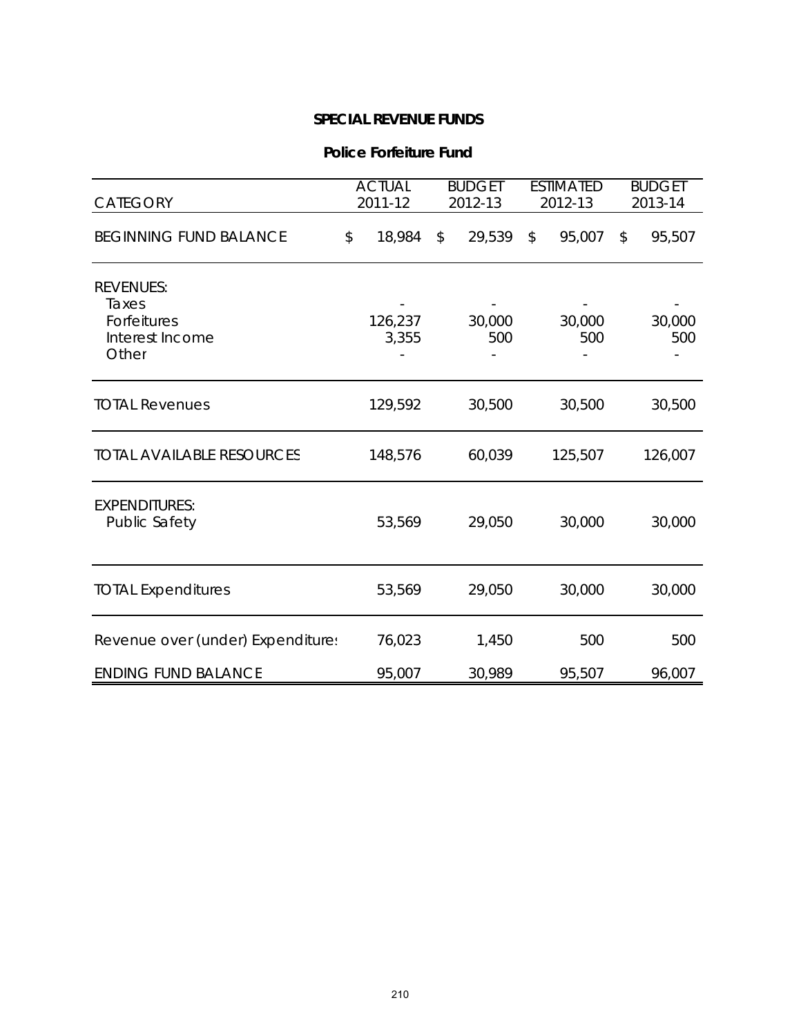## SPECIAL REVENUE FUNDS

### Police Forfeiture Fund

| CATEGORY | ACTUAL 2011-12 | BUDGET 2012-13 | ESTIMATED 2012-13 | BUDGET 2013-14 |
|---|---|---|---|---|
| BEGINNING FUND BALANCE | $ 18,984 | $ 29,539 | $ 95,007 | $ 95,507 |
| REVENUES: | | | | |
| Taxes | - | - | - | - |
| Forfeitures | 126,237 | 30,000 | 30,000 | 30,000 |
| Interest Income | 3,355 | 500 | 500 | 500 |
| Other | - | - | - | - |
| TOTAL Revenues | 129,592 | 30,500 | 30,500 | 30,500 |
| TOTAL AVAILABLE RESOURCES | 148,576 | 60,039 | 125,507 | 126,007 |
| EXPENDITURES: | | | | |
| Public Safety | 53,569 | 29,050 | 30,000 | 30,000 |
| TOTAL Expenditures | 53,569 | 29,050 | 30,000 | 30,000 |
| Revenue over (under) Expenditures | 76,023 | 1,450 | 500 | 500 |
| ENDING FUND BALANCE | 95,007 | 30,989 | 95,507 | 96,007 |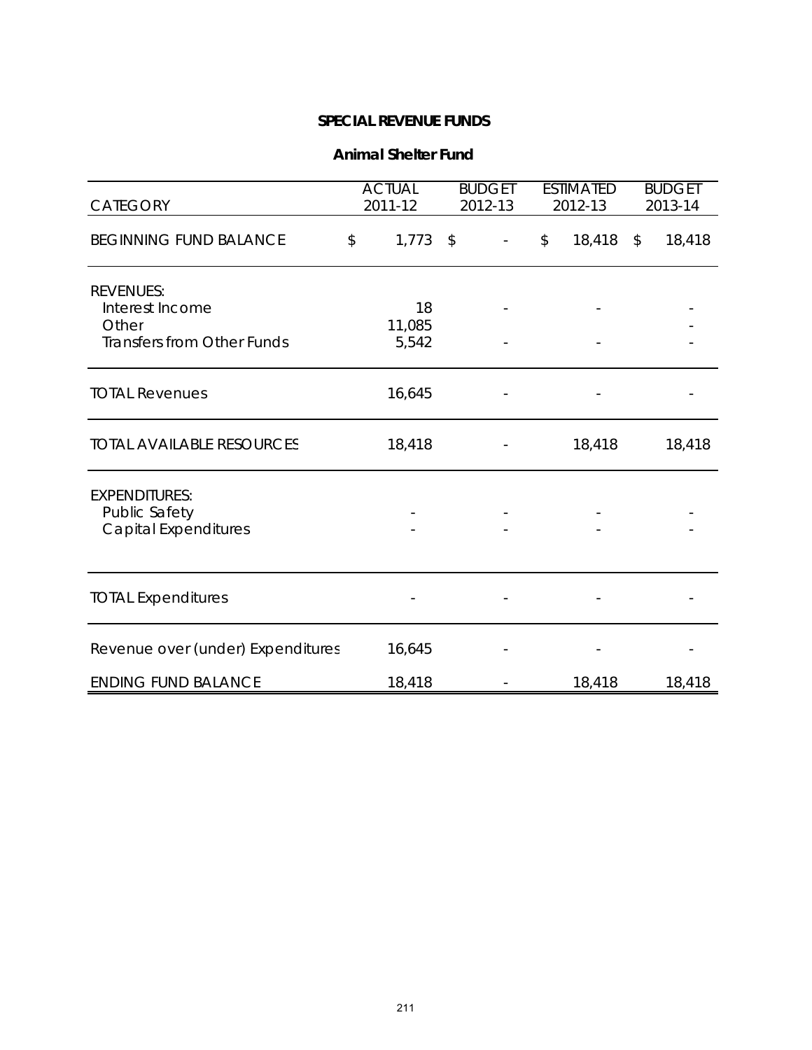# SPECIAL REVENUE FUNDS

## Animal Shelter Fund

| CATEGORY | ACTUAL 2011-12 | BUDGET 2012-13 | ESTIMATED 2012-13 | BUDGET 2013-14 |
|---|---|---|---|---|
| BEGINNING FUND BALANCE | $ 1,773 | $ - | $ 18,418 | $ 18,418 |
| REVENUES: | | | | |
| Interest Income | 18 | - | - | - |
| Other | 11,085 | | | - |
| Transfers from Other Funds | 5,542 | - | - | - |
| TOTAL Revenues | 16,645 | - | - | - |
| TOTAL AVAILABLE RESOURCES | 18,418 | - | 18,418 | 18,418 |
| EXPENDITURES: | | | | |
| Public Safety | - | - | - | - |
| Capital Expenditures | - | - | - | - |
| TOTAL Expenditures | - | - | - | - |
| Revenue over (under) Expenditures | 16,645 | - | - | - |
| ENDING FUND BALANCE | 18,418 | - | 18,418 | 18,418 |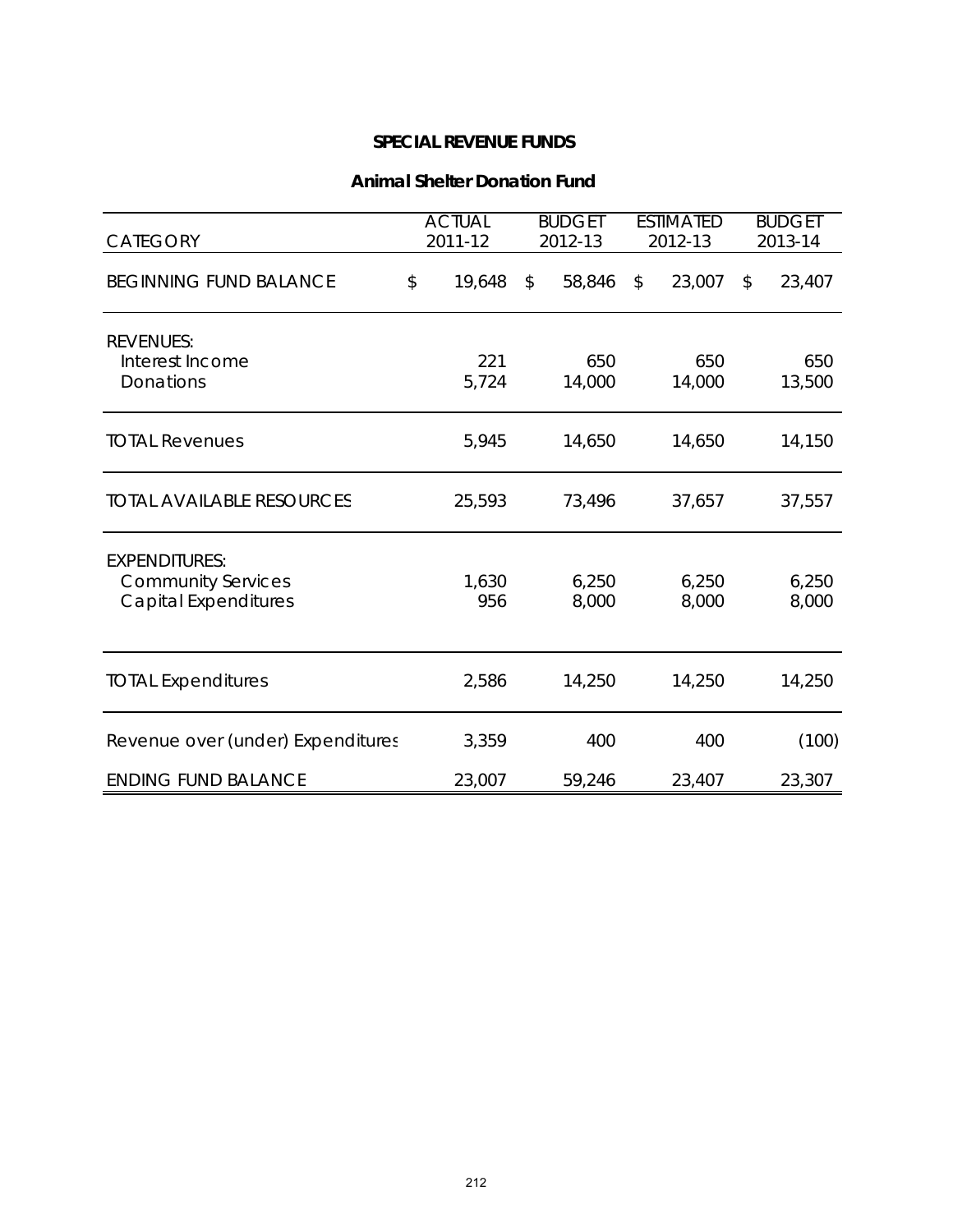## SPECIAL REVENUE FUNDS

### Animal Shelter Donation Fund

| CATEGORY | ACTUAL 2011-12 | BUDGET 2012-13 | ESTIMATED 2012-13 | BUDGET 2013-14 |
|---|---|---|---|---|
| BEGINNING FUND BALANCE | $ 19,648 | $ 58,846 | $ 23,007 | $ 23,407 |
| REVENUES: | | | | |
| Interest Income | 221 | 650 | 650 | 650 |
| Donations | 5,724 | 14,000 | 14,000 | 13,500 |
| TOTAL Revenues | 5,945 | 14,650 | 14,650 | 14,150 |
| TOTAL AVAILABLE RESOURCES | 25,593 | 73,496 | 37,657 | 37,557 |
| EXPENDITURES: | | | | |
| Community Services | 1,630 | 6,250 | 6,250 | 6,250 |
| Capital Expenditures | 956 | 8,000 | 8,000 | 8,000 |
| TOTAL Expenditures | 2,586 | 14,250 | 14,250 | 14,250 |
| Revenue over (under) Expenditures | 3,359 | 400 | 400 | (100) |
| ENDING FUND BALANCE | 23,007 | 59,246 | 23,407 | 23,307 |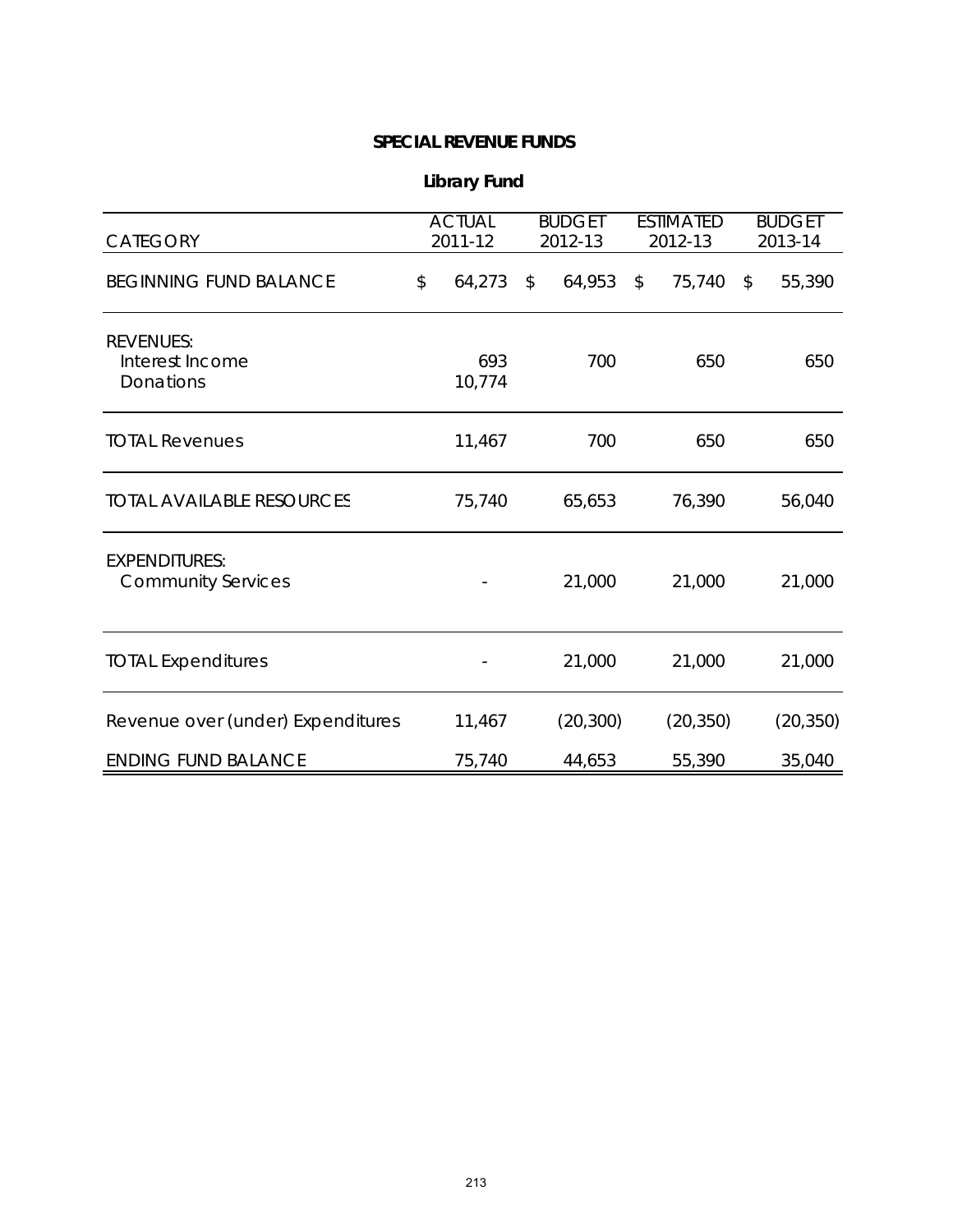## SPECIAL REVENUE FUNDS

### Library Fund

| CATEGORY | ACTUAL 2011-12 | BUDGET 2012-13 | ESTIMATED 2012-13 | BUDGET 2013-14 |
|---|---|---|---|---|
| BEGINNING FUND BALANCE | $ 64,273 | $ 64,953 | $ 75,740 | $ 55,390 |
| REVENUES: | | | | |
| Interest Income | 693 | 700 | 650 | 650 |
| Donations | 10,774 | | | |
| TOTAL Revenues | 11,467 | 700 | 650 | 650 |
| TOTAL AVAILABLE RESOURCES | 75,740 | 65,653 | 76,390 | 56,040 |
| EXPENDITURES: | | | | |
| Community Services | - | 21,000 | 21,000 | 21,000 |
| TOTAL Expenditures | - | 21,000 | 21,000 | 21,000 |
| Revenue over (under) Expenditures | 11,467 | (20,300) | (20,350) | (20,350) |
| ENDING FUND BALANCE | 75,740 | 44,653 | 55,390 | 35,040 |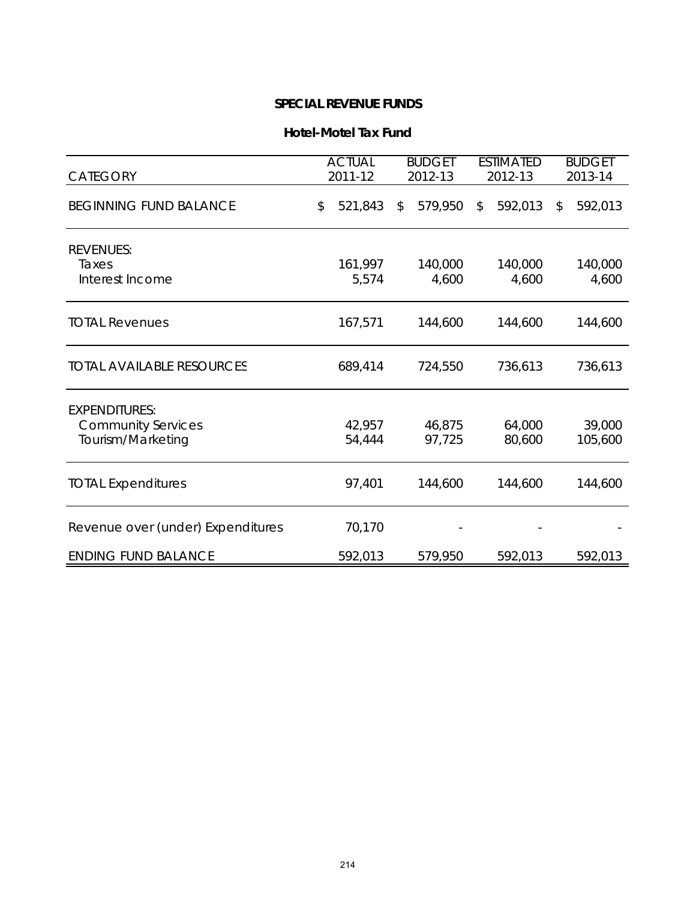# SPECIAL REVENUE FUNDS

## Hotel-Motel Tax Fund

| CATEGORY | ACTUAL 2011-12 | BUDGET 2012-13 | ESTIMATED 2012-13 | BUDGET 2013-14 |
|---|---|---|---|---|
| BEGINNING FUND BALANCE | $ 521,843 | $ 579,950 | $ 592,013 | $ 592,013 |
| REVENUES: | | | | |
| Taxes | 161,997 | 140,000 | 140,000 | 140,000 |
| Interest Income | 5,574 | 4,600 | 4,600 | 4,600 |
| TOTAL Revenues | 167,571 | 144,600 | 144,600 | 144,600 |
| TOTAL AVAILABLE RESOURCES | 689,414 | 724,550 | 736,613 | 736,613 |
| EXPENDITURES: | | | | |
| Community Services | 42,957 | 46,875 | 64,000 | 39,000 |
| Tourism/Marketing | 54,444 | 97,725 | 80,600 | 105,600 |
| TOTAL Expenditures | 97,401 | 144,600 | 144,600 | 144,600 |
| Revenue over (under) Expenditures | 70,170 | - | - | - |
| ENDING FUND BALANCE | 592,013 | 579,950 | 592,013 | 592,013 |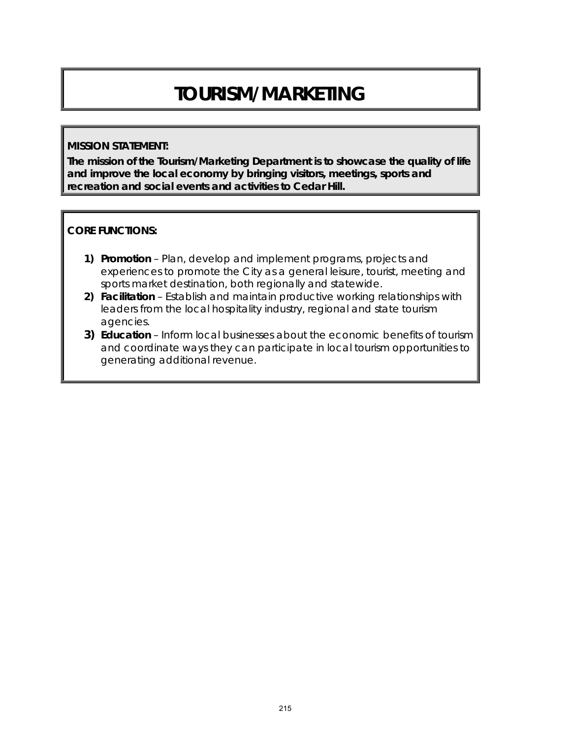# TOURISM/MARKETING

**MISSION STATEMENT:**

**The mission of the Tourism/Marketing Department is to showcase the quality of life and improve the local economy by bringing visitors, meetings, sports and recreation and social events and activities to Cedar Hill.**

**CORE FUNCTIONS:**

1) **Promotion** – Plan, develop and implement programs, projects and experiences to promote the City as a general leisure, tourist, meeting and sports market destination, both regionally and statewide.
2) **Facilitation** – Establish and maintain productive working relationships with leaders from the local hospitality industry, regional and state tourism agencies.
3) **Education** – Inform local businesses about the economic benefits of tourism and coordinate ways they can participate in local tourism opportunities to generating additional revenue.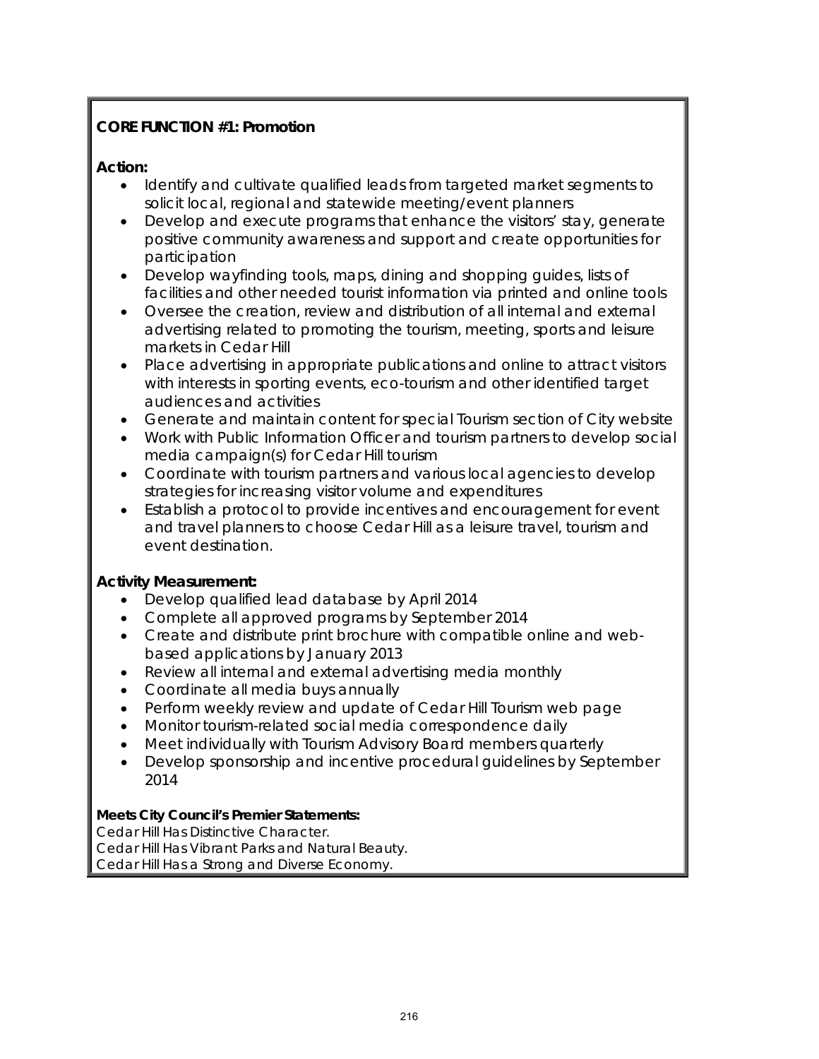**CORE FUNCTION #1: Promotion**

**Action:**

- Identify and cultivate qualified leads from targeted market segments to solicit local, regional and statewide meeting/event planners
- Develop and execute programs that enhance the visitors' stay, generate positive community awareness and support and create opportunities for participation
- Develop wayfinding tools, maps, dining and shopping guides, lists of facilities and other needed tourist information via printed and online tools
- Oversee the creation, review and distribution of all internal and external advertising related to promoting the tourism, meeting, sports and leisure markets in Cedar Hill
- Place advertising in appropriate publications and online to attract visitors with interests in sporting events, eco-tourism and other identified target audiences and activities
- Generate and maintain content for special Tourism section of City website
- Work with Public Information Officer and tourism partners to develop social media campaign(s) for Cedar Hill tourism
- Coordinate with tourism partners and various local agencies to develop strategies for increasing visitor volume and expenditures
- Establish a protocol to provide incentives and encouragement for event and travel planners to choose Cedar Hill as a leisure travel, tourism and event destination.

**Activity Measurement:**

- Develop qualified lead database by April 2014
- Complete all approved programs by September 2014
- Create and distribute print brochure with compatible online and web-based applications by January 2013
- Review all internal and external advertising media monthly
- Coordinate all media buys annually
- Perform weekly review and update of Cedar Hill Tourism web page
- Monitor tourism-related social media correspondence daily
- Meet individually with Tourism Advisory Board members quarterly
- Develop sponsorship and incentive procedural guidelines by September 2014

**Meets City Council's Premier Statements:**

Cedar Hill Has Distinctive Character.
Cedar Hill Has Vibrant Parks and Natural Beauty.
Cedar Hill Has a Strong and Diverse Economy.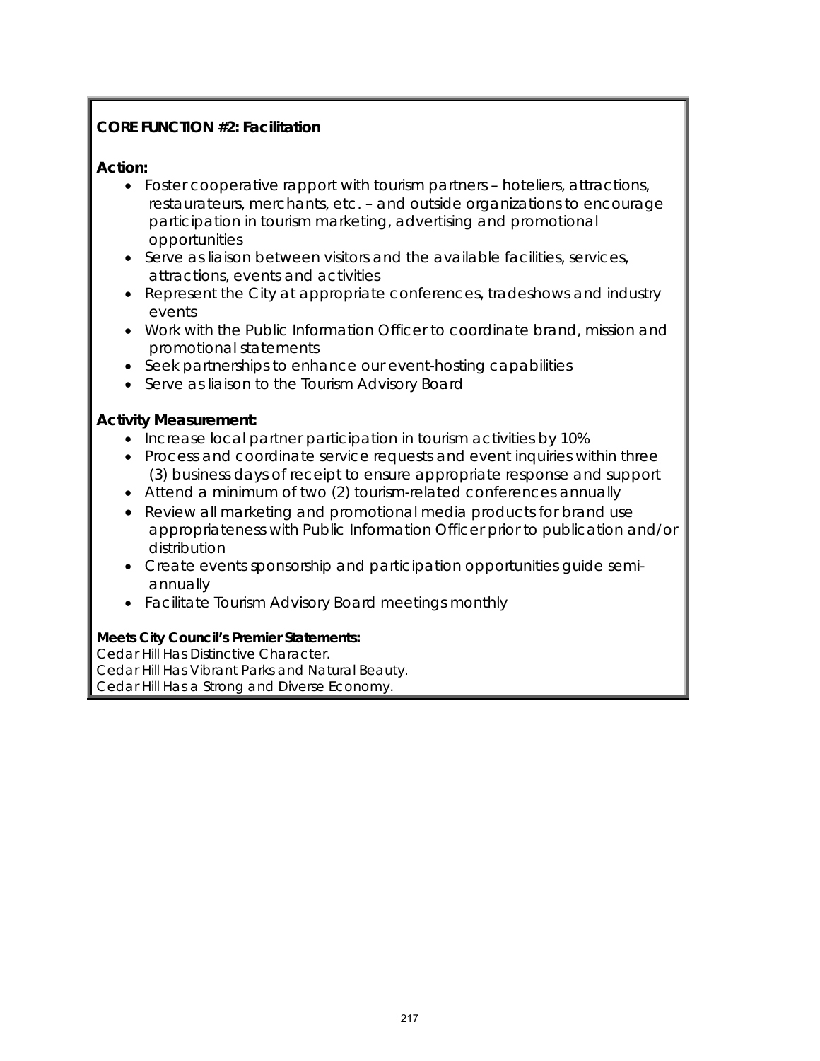**CORE FUNCTION #2: Facilitation**

**Action:**

- Foster cooperative rapport with tourism partners – hoteliers, attractions, restaurateurs, merchants, etc. – and outside organizations to encourage participation in tourism marketing, advertising and promotional opportunities
- Serve as liaison between visitors and the available facilities, services, attractions, events and activities
- Represent the City at appropriate conferences, tradeshows and industry events
- Work with the Public Information Officer to coordinate brand, mission and promotional statements
- Seek partnerships to enhance our event-hosting capabilities
- Serve as liaison to the Tourism Advisory Board

**Activity Measurement:**

- Increase local partner participation in tourism activities by 10%
- Process and coordinate service requests and event inquiries within three (3) business days of receipt to ensure appropriate response and support
- Attend a minimum of two (2) tourism-related conferences annually
- Review all marketing and promotional media products for brand use appropriateness with Public Information Officer prior to publication and/or distribution
- Create events sponsorship and participation opportunities guide semi-annually
- Facilitate Tourism Advisory Board meetings monthly

**Meets City Council's Premier Statements:**

Cedar Hill Has Distinctive Character.
Cedar Hill Has Vibrant Parks and Natural Beauty.
Cedar Hill Has a Strong and Diverse Economy.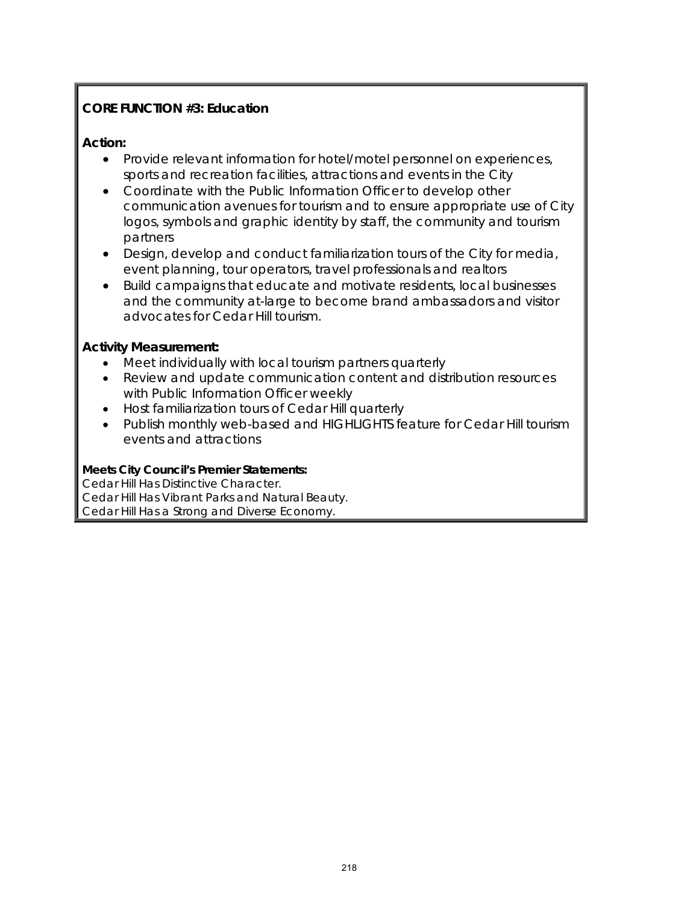**CORE FUNCTION #3: Education**

**Action:**

- Provide relevant information for hotel/motel personnel on experiences, sports and recreation facilities, attractions and events in the City
- Coordinate with the Public Information Officer to develop other communication avenues for tourism and to ensure appropriate use of City logos, symbols and graphic identity by staff, the community and tourism partners
- Design, develop and conduct familiarization tours of the City for media, event planning, tour operators, travel professionals and realtors
- Build campaigns that educate and motivate residents, local businesses and the community at-large to become brand ambassadors and visitor advocates for Cedar Hill tourism.

**Activity Measurement:**

- Meet individually with local tourism partners quarterly
- Review and update communication content and distribution resources with Public Information Officer weekly
- Host familiarization tours of Cedar Hill quarterly
- Publish monthly web-based and HIGHLIGHTS feature for Cedar Hill tourism events and attractions

**Meets City Council's Premier Statements:**

Cedar Hill Has Distinctive Character.
Cedar Hill Has Vibrant Parks and Natural Beauty.
Cedar Hill Has a Strong and Diverse Economy.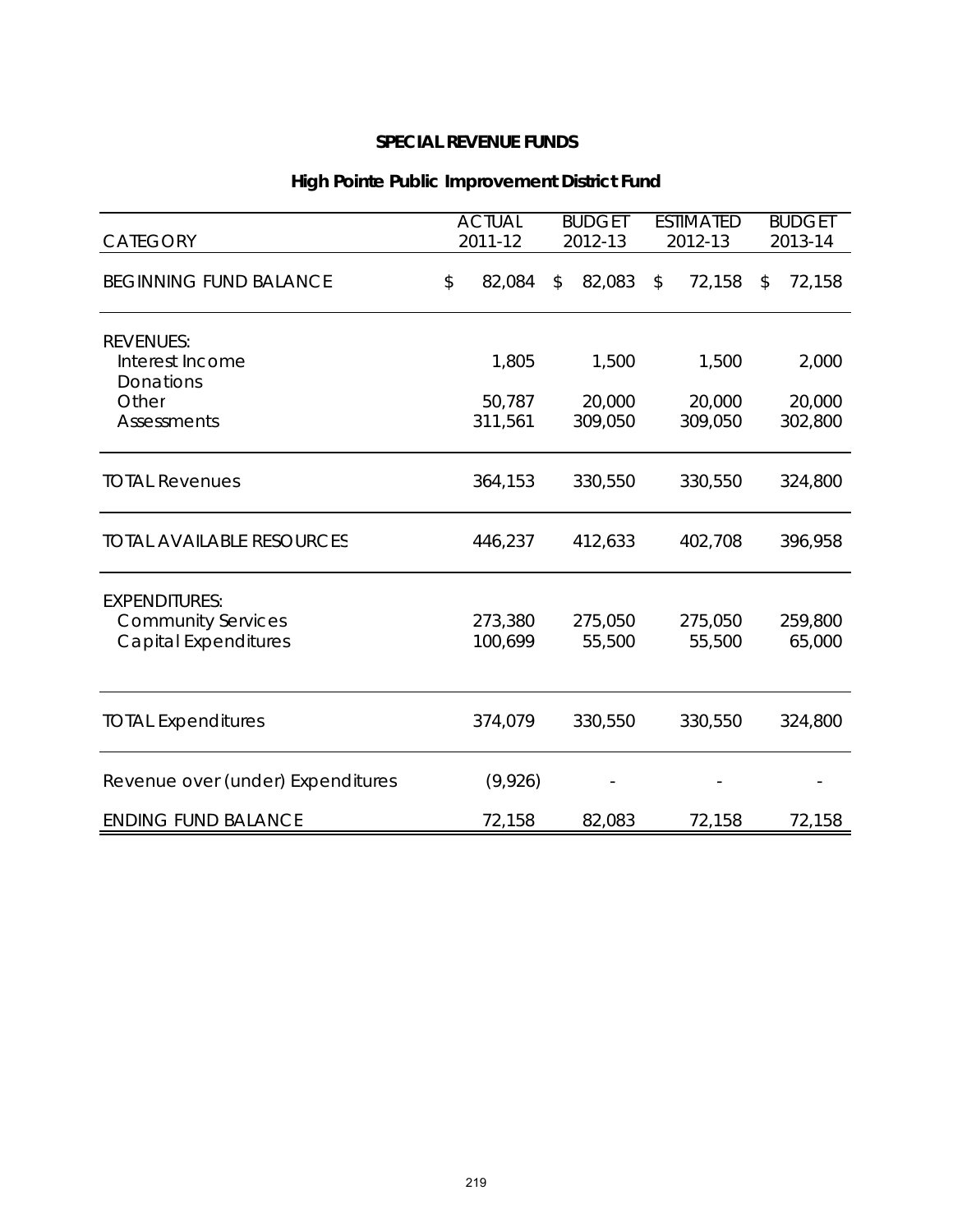# SPECIAL REVENUE FUNDS

## High Pointe Public Improvement District Fund

| CATEGORY | ACTUAL 2011-12 | BUDGET 2012-13 | ESTIMATED 2012-13 | BUDGET 2013-14 |
|---|---|---|---|---|
| BEGINNING FUND BALANCE | $ 82,084 | $ 82,083 | $ 72,158 | $ 72,158 |
| REVENUES: | | | | |
| Interest Income | 1,805 | 1,500 | 1,500 | 2,000 |
| Donations | | | | |
| Other | 50,787 | 20,000 | 20,000 | 20,000 |
| Assessments | 311,561 | 309,050 | 309,050 | 302,800 |
| TOTAL Revenues | 364,153 | 330,550 | 330,550 | 324,800 |
| TOTAL AVAILABLE RESOURCES | 446,237 | 412,633 | 402,708 | 396,958 |
| EXPENDITURES: | | | | |
| Community Services | 273,380 | 275,050 | 275,050 | 259,800 |
| Capital Expenditures | 100,699 | 55,500 | 55,500 | 65,000 |
| TOTAL Expenditures | 374,079 | 330,550 | 330,550 | 324,800 |
| Revenue over (under) Expenditures | (9,926) | - | - | - |
| ENDING FUND BALANCE | 72,158 | 82,083 | 72,158 | 72,158 |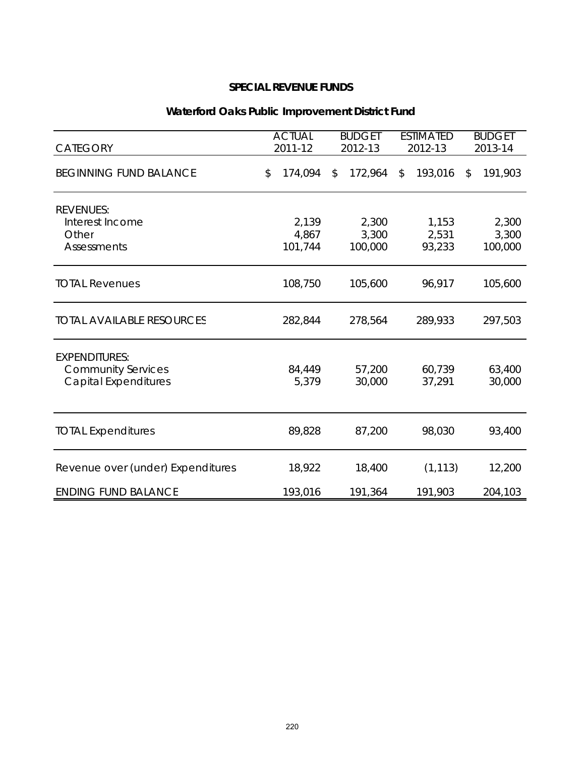**SPECIAL REVENUE FUNDS**

**Waterford Oaks Public Improvement District Fund**

| CATEGORY | ACTUAL 2011-12 | BUDGET 2012-13 | ESTIMATED 2012-13 | BUDGET 2013-14 |
|---|---|---|---|---|
| BEGINNING FUND BALANCE | $ 174,094 | $ 172,964 | $ 193,016 | $ 191,903 |
| REVENUES: | | | | |
| Interest Income | 2,139 | 2,300 | 1,153 | 2,300 |
| Other | 4,867 | 3,300 | 2,531 | 3,300 |
| Assessments | 101,744 | 100,000 | 93,233 | 100,000 |
| TOTAL Revenues | 108,750 | 105,600 | 96,917 | 105,600 |
| TOTAL AVAILABLE RESOURCES | 282,844 | 278,564 | 289,933 | 297,503 |
| EXPENDITURES: | | | | |
| Community Services | 84,449 | 57,200 | 60,739 | 63,400 |
| Capital Expenditures | 5,379 | 30,000 | 37,291 | 30,000 |
| TOTAL Expenditures | 89,828 | 87,200 | 98,030 | 93,400 |
| Revenue over (under) Expenditures | 18,922 | 18,400 | (1,113) | 12,200 |
| ENDING FUND BALANCE | 193,016 | 191,364 | 191,903 | 204,103 |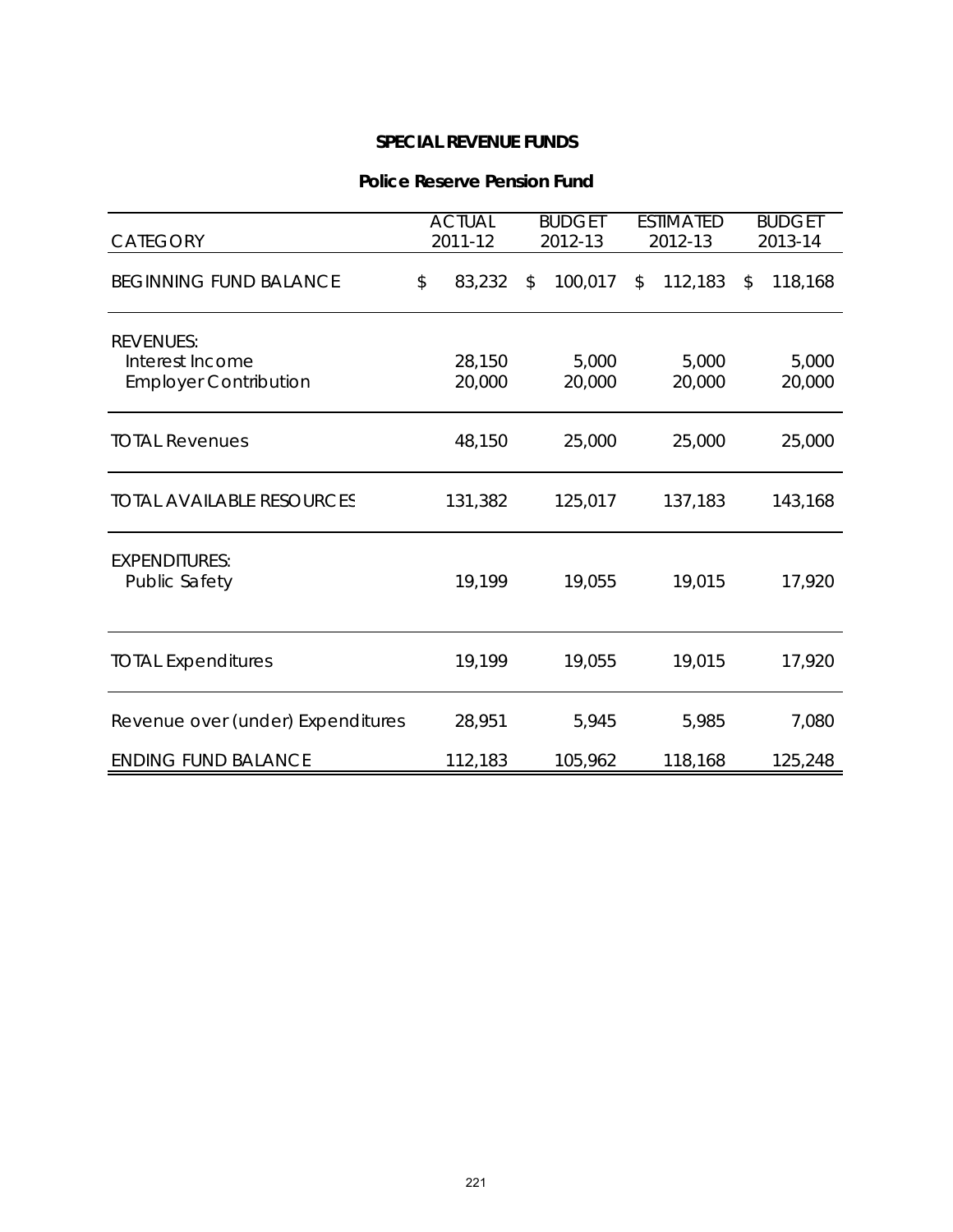**SPECIAL REVENUE FUNDS**

**Police Reserve Pension Fund**

| CATEGORY | ACTUAL 2011-12 | BUDGET 2012-13 | ESTIMATED 2012-13 | BUDGET 2013-14 |
|---|---|---|---|---|
| BEGINNING FUND BALANCE | $ 83,232 | $ 100,017 | $ 112,183 | $ 118,168 |
| REVENUES: | | | | |
| Interest Income | 28,150 | 5,000 | 5,000 | 5,000 |
| Employer Contribution | 20,000 | 20,000 | 20,000 | 20,000 |
| TOTAL Revenues | 48,150 | 25,000 | 25,000 | 25,000 |
| TOTAL AVAILABLE RESOURCES | 131,382 | 125,017 | 137,183 | 143,168 |
| EXPENDITURES: | | | | |
| Public Safety | 19,199 | 19,055 | 19,015 | 17,920 |
| TOTAL Expenditures | 19,199 | 19,055 | 19,015 | 17,920 |
| Revenue over (under) Expenditures | 28,951 | 5,945 | 5,985 | 7,080 |
| ENDING FUND BALANCE | 112,183 | 105,962 | 118,168 | 125,248 |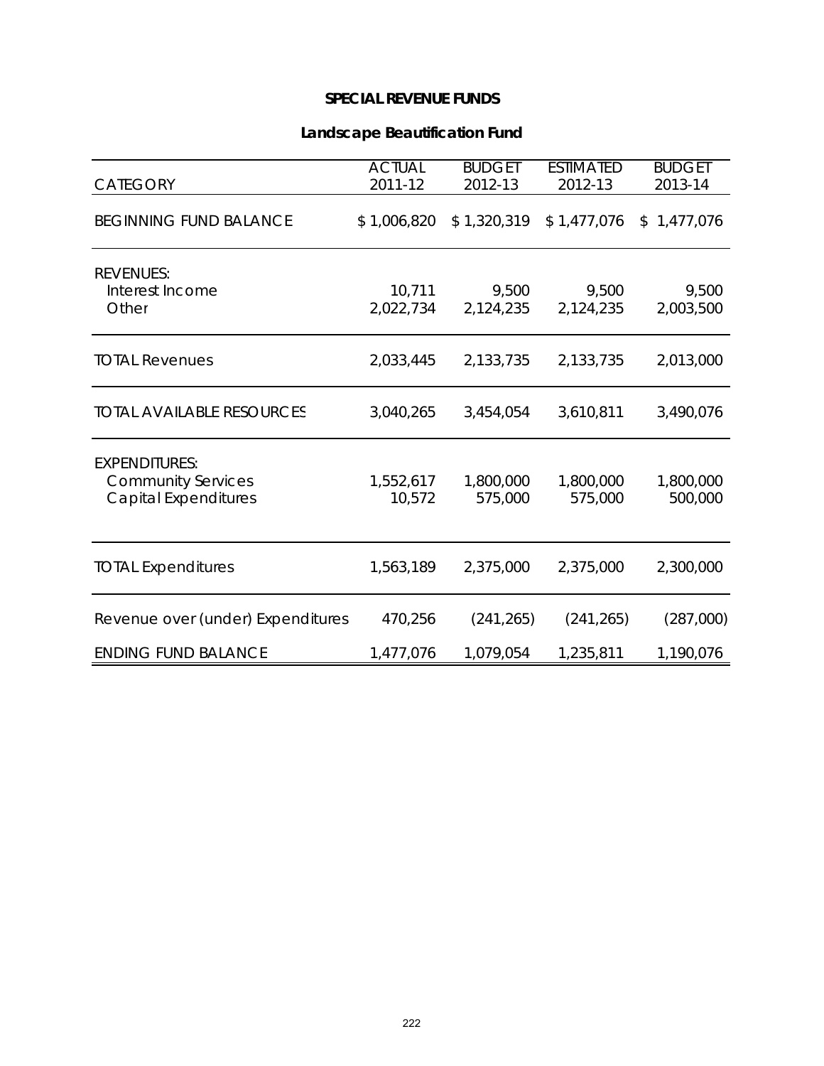## SPECIAL REVENUE FUNDS

### Landscape Beautification Fund

| CATEGORY | ACTUAL 2011-12 | BUDGET 2012-13 | ESTIMATED 2012-13 | BUDGET 2013-14 |
|---|---|---|---|---|
| BEGINNING FUND BALANCE | $ 1,006,820 | $ 1,320,319 | $ 1,477,076 | $ 1,477,076 |
| REVENUES: | | | | |
| Interest Income | 10,711 | 9,500 | 9,500 | 9,500 |
| Other | 2,022,734 | 2,124,235 | 2,124,235 | 2,003,500 |
| TOTAL Revenues | 2,033,445 | 2,133,735 | 2,133,735 | 2,013,000 |
| TOTAL AVAILABLE RESOURCES | 3,040,265 | 3,454,054 | 3,610,811 | 3,490,076 |
| EXPENDITURES: | | | | |
| Community Services | 1,552,617 | 1,800,000 | 1,800,000 | 1,800,000 |
| Capital Expenditures | 10,572 | 575,000 | 575,000 | 500,000 |
| TOTAL Expenditures | 1,563,189 | 2,375,000 | 2,375,000 | 2,300,000 |
| Revenue over (under) Expenditures | 470,256 | (241,265) | (241,265) | (287,000) |
| ENDING FUND BALANCE | 1,477,076 | 1,079,054 | 1,235,811 | 1,190,076 |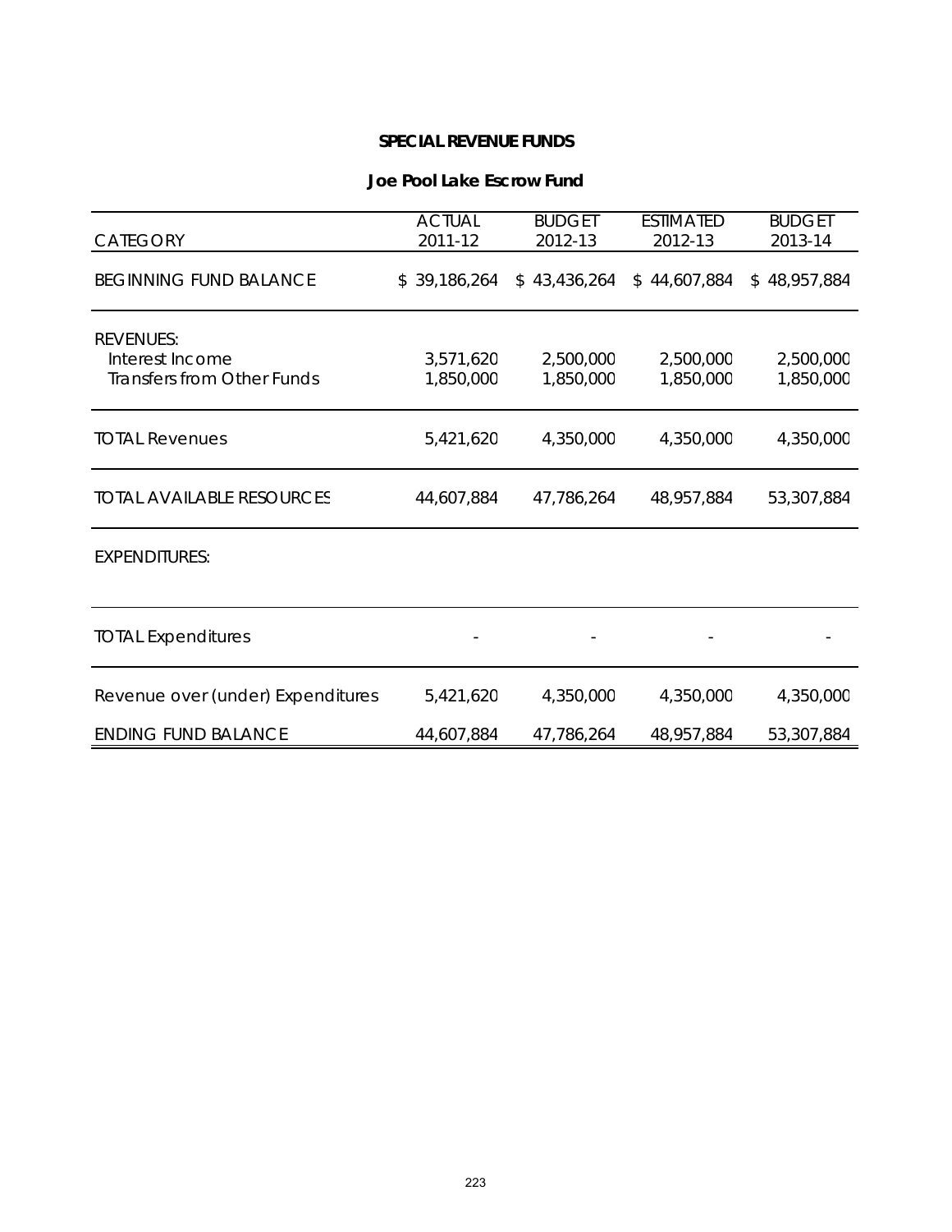## SPECIAL REVENUE FUNDS

### Joe Pool Lake Escrow Fund

| CATEGORY | ACTUAL 2011-12 | BUDGET 2012-13 | ESTIMATED 2012-13 | BUDGET 2013-14 |
|---|---|---|---|---|
| BEGINNING FUND BALANCE | $ 39,186,264 | $ 43,436,264 | $ 44,607,884 | $ 48,957,884 |
| REVENUES: | | | | |
| Interest Income | 3,571,620 | 2,500,000 | 2,500,000 | 2,500,000 |
| Transfers from Other Funds | 1,850,000 | 1,850,000 | 1,850,000 | 1,850,000 |
| TOTAL Revenues | 5,421,620 | 4,350,000 | 4,350,000 | 4,350,000 |
| TOTAL AVAILABLE RESOURCES | 44,607,884 | 47,786,264 | 48,957,884 | 53,307,884 |
| EXPENDITURES: | | | | |
| TOTAL Expenditures | - | - | - | - |
| Revenue over (under) Expenditures | 5,421,620 | 4,350,000 | 4,350,000 | 4,350,000 |
| ENDING FUND BALANCE | 44,607,884 | 47,786,264 | 48,957,884 | 53,307,884 |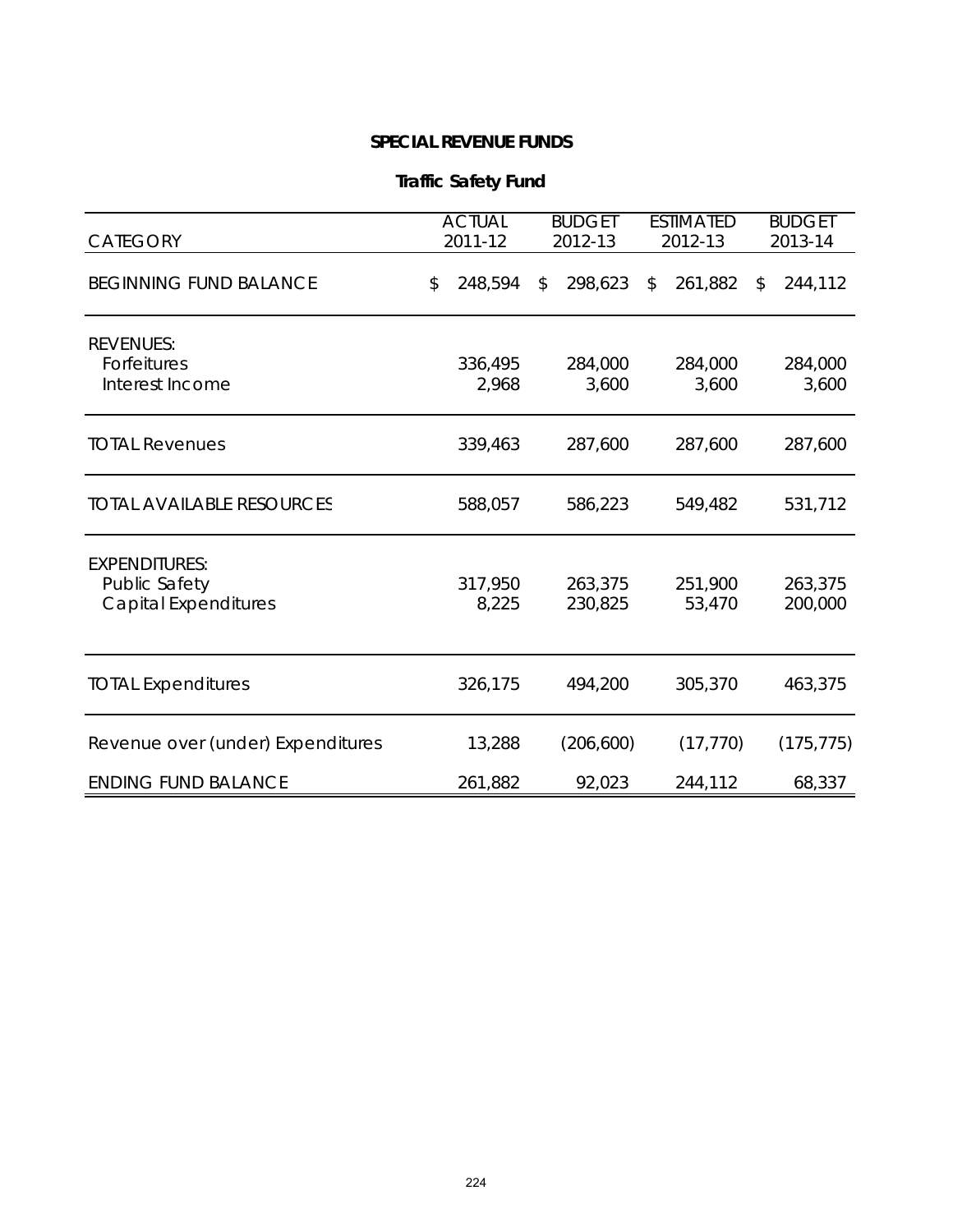**SPECIAL REVENUE FUNDS**

**Traffic Safety Fund**

| CATEGORY | ACTUAL 2011-12 | BUDGET 2012-13 | ESTIMATED 2012-13 | BUDGET 2013-14 |
|---|---|---|---|---|
| BEGINNING FUND BALANCE | $ 248,594 | $ 298,623 | $ 261,882 | $ 244,112 |
| REVENUES: | | | | |
| Forfeitures | 336,495 | 284,000 | 284,000 | 284,000 |
| Interest Income | 2,968 | 3,600 | 3,600 | 3,600 |
| TOTAL Revenues | 339,463 | 287,600 | 287,600 | 287,600 |
| TOTAL AVAILABLE RESOURCES | 588,057 | 586,223 | 549,482 | 531,712 |
| EXPENDITURES: | | | | |
| Public Safety | 317,950 | 263,375 | 251,900 | 263,375 |
| Capital Expenditures | 8,225 | 230,825 | 53,470 | 200,000 |
| TOTAL Expenditures | 326,175 | 494,200 | 305,370 | 463,375 |
| Revenue over (under) Expenditures | 13,288 | (206,600) | (17,770) | (175,775) |
| ENDING FUND BALANCE | 261,882 | 92,023 | 244,112 | 68,337 |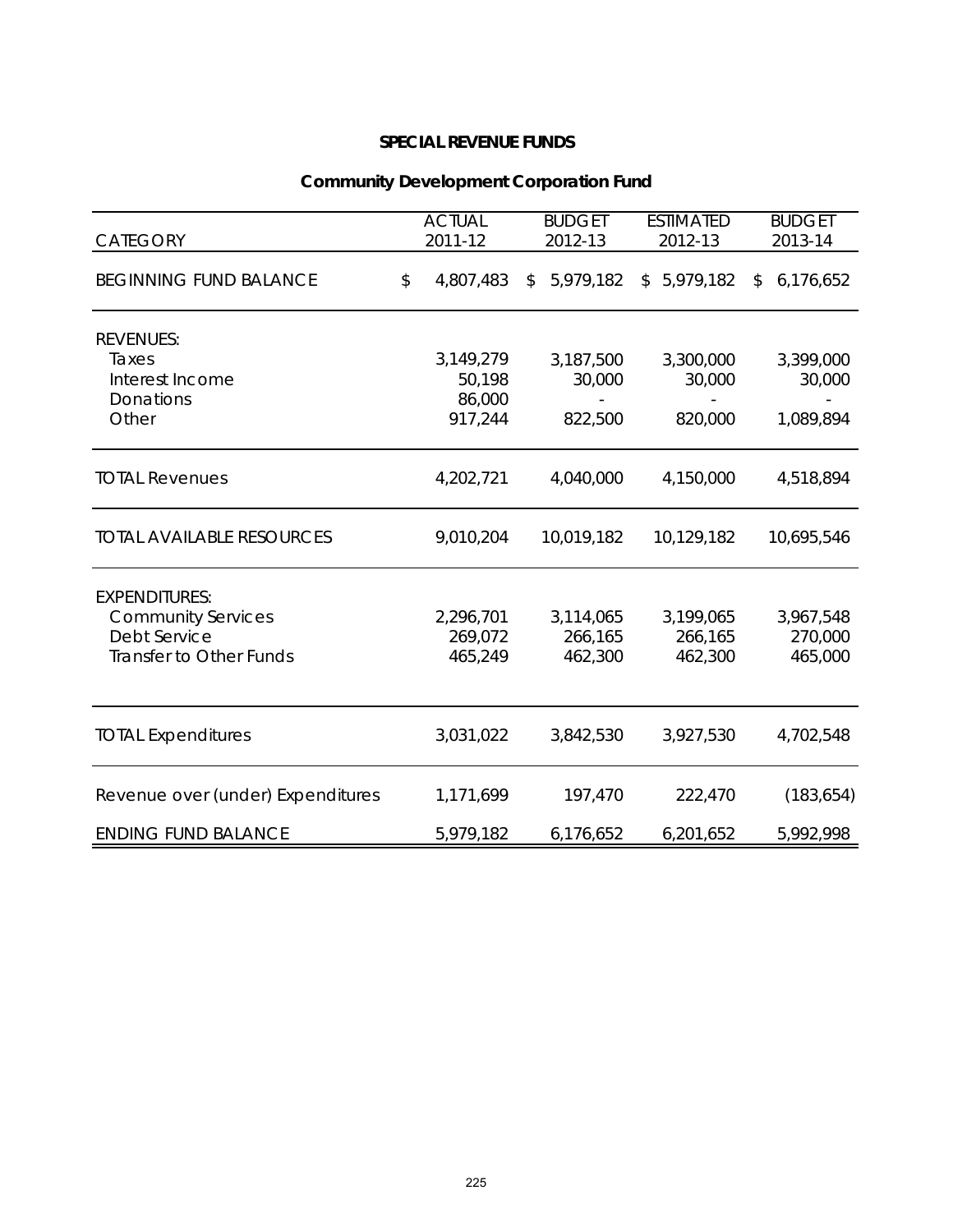**SPECIAL REVENUE FUNDS**

**Community Development Corporation Fund**

| CATEGORY | ACTUAL 2011-12 | BUDGET 2012-13 | ESTIMATED 2012-13 | BUDGET 2013-14 |
|---|---|---|---|---|
| BEGINNING FUND BALANCE | $ 4,807,483 | $ 5,979,182 | $ 5,979,182 | $ 6,176,652 |
| REVENUES: | | | | |
| Taxes | 3,149,279 | 3,187,500 | 3,300,000 | 3,399,000 |
| Interest Income | 50,198 | 30,000 | 30,000 | 30,000 |
| Donations | 86,000 | - | - | - |
| Other | 917,244 | 822,500 | 820,000 | 1,089,894 |
| TOTAL Revenues | 4,202,721 | 4,040,000 | 4,150,000 | 4,518,894 |
| TOTAL AVAILABLE RESOURCES | 9,010,204 | 10,019,182 | 10,129,182 | 10,695,546 |
| EXPENDITURES: | | | | |
| Community Services | 2,296,701 | 3,114,065 | 3,199,065 | 3,967,548 |
| Debt Service | 269,072 | 266,165 | 266,165 | 270,000 |
| Transfer to Other Funds | 465,249 | 462,300 | 462,300 | 465,000 |
| TOTAL Expenditures | 3,031,022 | 3,842,530 | 3,927,530 | 4,702,548 |
| Revenue over (under) Expenditures | 1,171,699 | 197,470 | 222,470 | (183,654) |
| ENDING FUND BALANCE | 5,979,182 | 6,176,652 | 6,201,652 | 5,992,998 |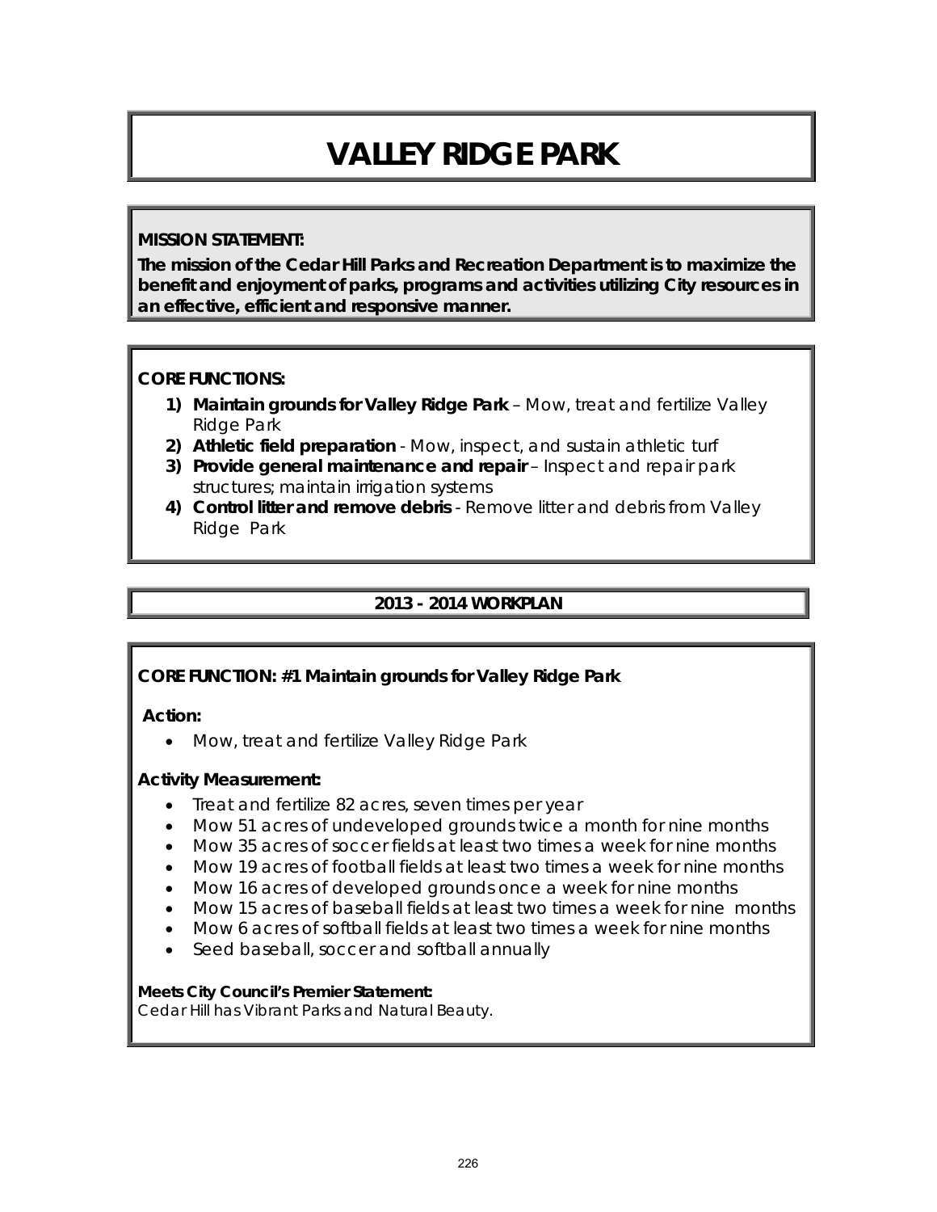# VALLEY RIDGE PARK

**MISSION STATEMENT:**

**The mission of the Cedar Hill Parks and Recreation Department is to maximize the benefit and enjoyment of parks, programs and activities utilizing City resources in an effective, efficient and responsive manner.**

**CORE FUNCTIONS:**

1) **Maintain grounds for Valley Ridge Park** – Mow, treat and fertilize Valley Ridge Park
2) **Athletic field preparation** - Mow, inspect, and sustain athletic turf
3) **Provide general maintenance and repair** – Inspect and repair park structures; maintain irrigation systems
4) **Control litter and remove debris** - Remove litter and debris from Valley Ridge Park

## 2013 - 2014 WORKPLAN

**CORE FUNCTION: #1 Maintain grounds for Valley Ridge Park**

**Action:**

- Mow, treat and fertilize Valley Ridge Park

**Activity Measurement:**

- Treat and fertilize 82 acres, seven times per year
- Mow 51 acres of undeveloped grounds twice a month for nine months
- Mow 35 acres of soccer fields at least two times a week for nine months
- Mow 19 acres of football fields at least two times a week for nine months
- Mow 16 acres of developed grounds once a week for nine months
- Mow 15 acres of baseball fields at least two times a week for nine months
- Mow 6 acres of softball fields at least two times a week for nine months
- Seed baseball, soccer and softball annually

**Meets City Council's Premier Statement:**
Cedar Hill has Vibrant Parks and Natural Beauty.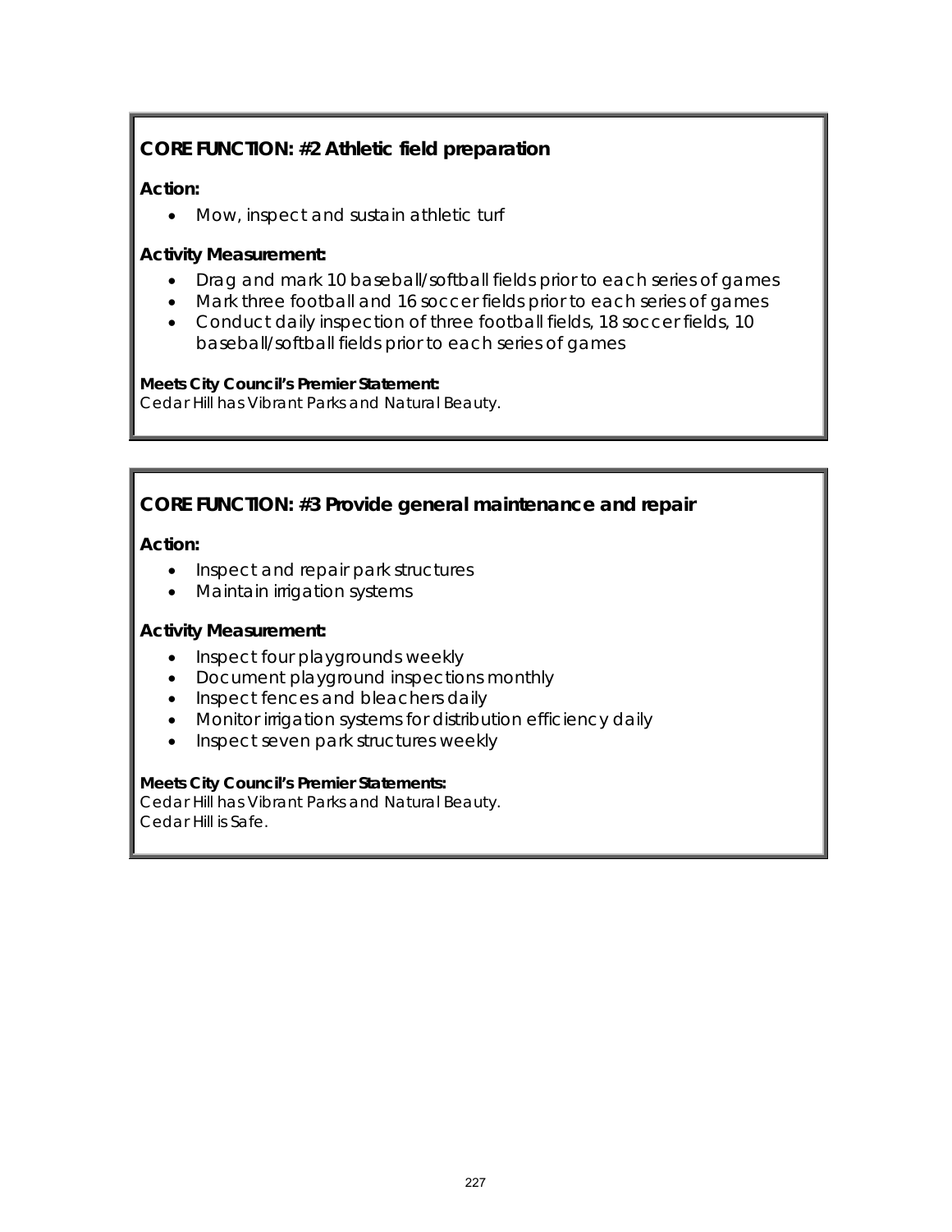## CORE FUNCTION: #2 Athletic field preparation

**Action:**

- Mow, inspect and sustain athletic turf

**Activity Measurement:**

- Drag and mark 10 baseball/softball fields prior to each series of games
- Mark three football and 16 soccer fields prior to each series of games
- Conduct daily inspection of three football fields, 18 soccer fields, 10 baseball/softball fields prior to each series of games

**Meets City Council's Premier Statement:**
Cedar Hill has Vibrant Parks and Natural Beauty.

## CORE FUNCTION: #3 Provide general maintenance and repair

**Action:**

- Inspect and repair park structures
- Maintain irrigation systems

**Activity Measurement:**

- Inspect four playgrounds weekly
- Document playground inspections monthly
- Inspect fences and bleachers daily
- Monitor irrigation systems for distribution efficiency daily
- Inspect seven park structures weekly

**Meets City Council's Premier Statements:**
Cedar Hill has Vibrant Parks and Natural Beauty.
Cedar Hill is Safe.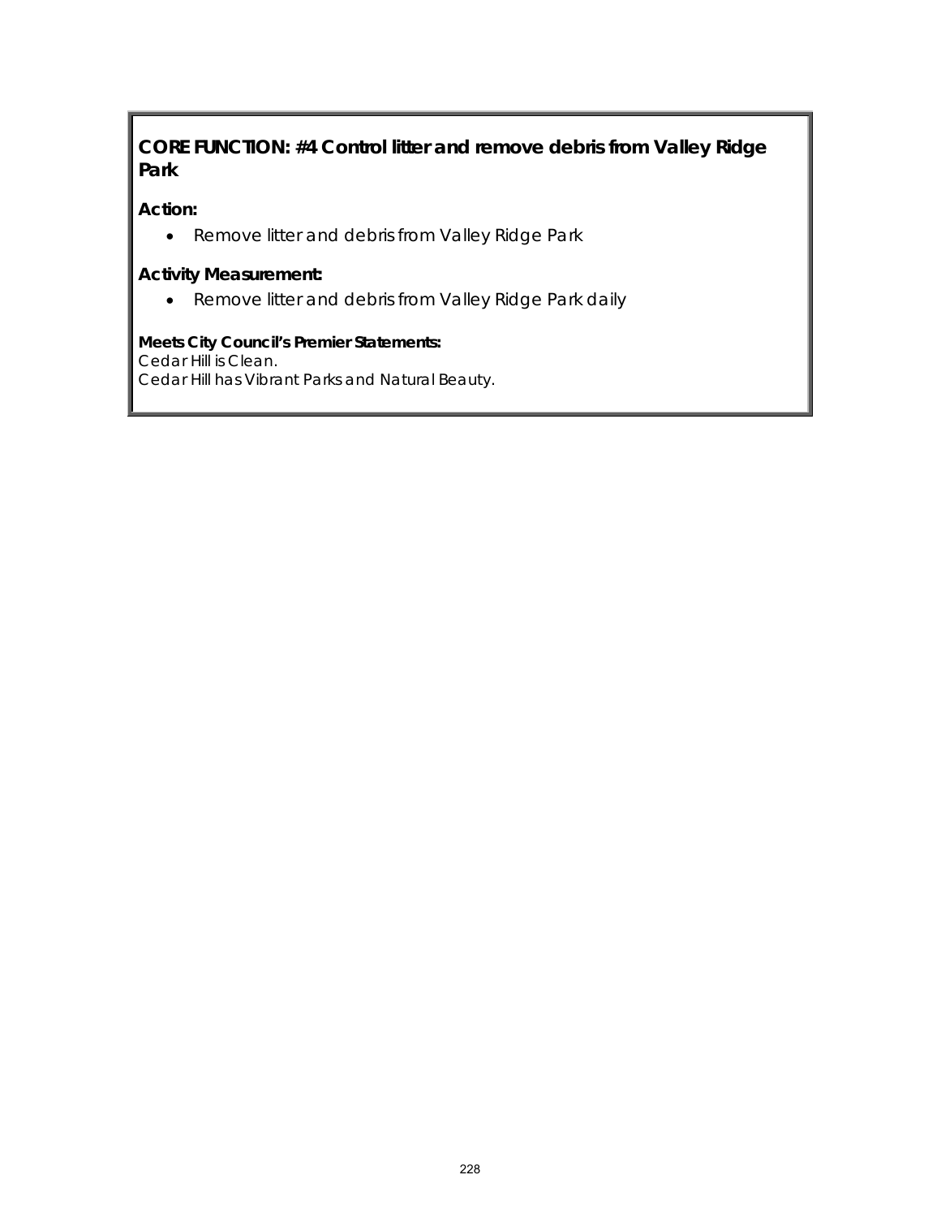## CORE FUNCTION: #4 Control litter and remove debris from Valley Ridge Park

**Action:**

- Remove litter and debris from Valley Ridge Park

**Activity Measurement:**

- Remove litter and debris from Valley Ridge Park daily

**Meets City Council's Premier Statements:**
Cedar Hill is Clean.
Cedar Hill has Vibrant Parks and Natural Beauty.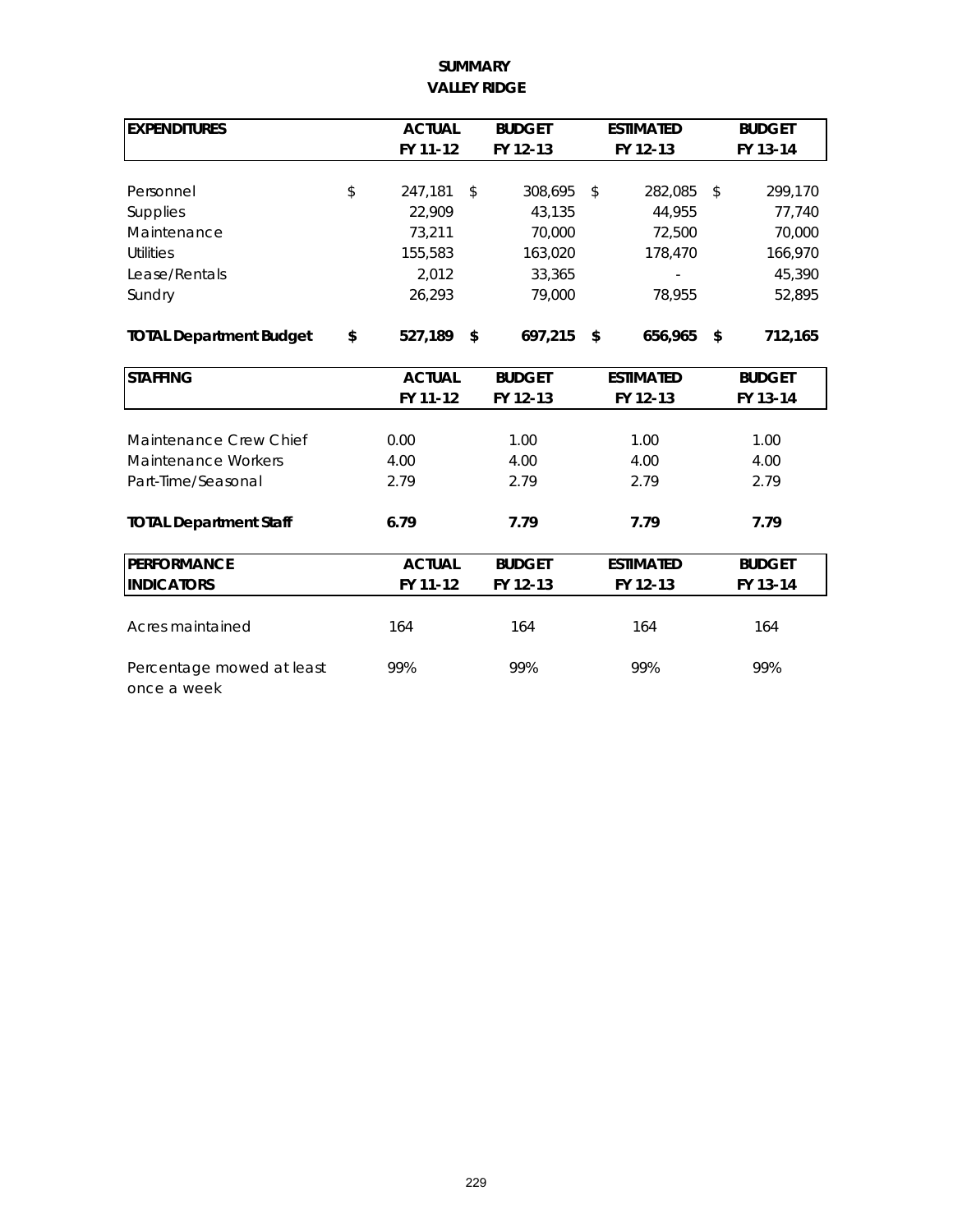# SUMMARY
## VALLEY RIDGE

| EXPENDITURES | ACTUAL FY 11-12 | BUDGET FY 12-13 | ESTIMATED FY 12-13 | BUDGET FY 13-14 |
|---|---|---|---|---|
| Personnel | $ 247,181 | $ 308,695 | $ 282,085 | $ 299,170 |
| Supplies | 22,909 | 43,135 | 44,955 | 77,740 |
| Maintenance | 73,211 | 70,000 | 72,500 | 70,000 |
| Utilities | 155,583 | 163,020 | 178,470 | 166,970 |
| Lease/Rentals | 2,012 | 33,365 | - | 45,390 |
| Sundry | 26,293 | 79,000 | 78,955 | 52,895 |
| **TOTAL Department Budget** | **$ 527,189** | **$ 697,215** | **$ 656,965** | **$ 712,165** |

| STAFFING | ACTUAL FY 11-12 | BUDGET FY 12-13 | ESTIMATED FY 12-13 | BUDGET FY 13-14 |
|---|---|---|---|---|
| Maintenance Crew Chief | 0.00 | 1.00 | 1.00 | 1.00 |
| Maintenance Workers | 4.00 | 4.00 | 4.00 | 4.00 |
| Part-Time/Seasonal | 2.79 | 2.79 | 2.79 | 2.79 |
| **TOTAL Department Staff** | **6.79** | **7.79** | **7.79** | **7.79** |

| PERFORMANCE INDICATORS | ACTUAL FY 11-12 | BUDGET FY 12-13 | ESTIMATED FY 12-13 | BUDGET FY 13-14 |
|---|---|---|---|---|
| Acres maintained | 164 | 164 | 164 | 164 |
| Percentage mowed at least once a week | 99% | 99% | 99% | 99% |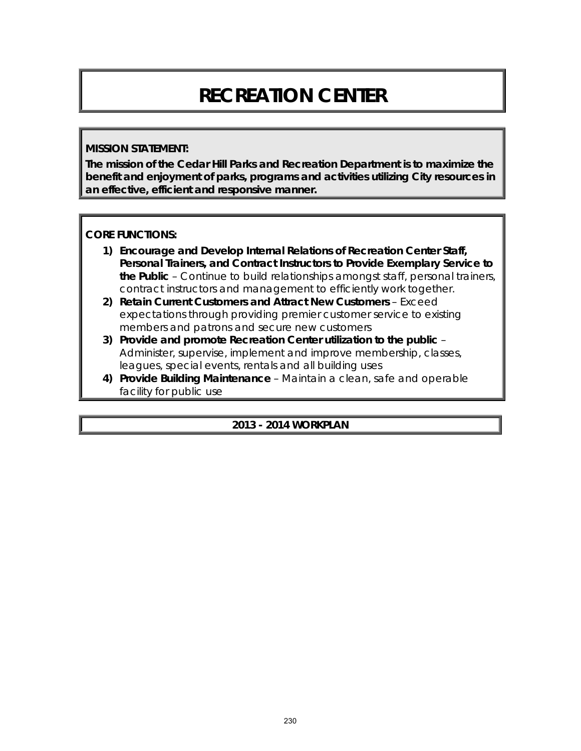# RECREATION CENTER

**MISSION STATEMENT:**

**The mission of the Cedar Hill Parks and Recreation Department is to maximize the benefit and enjoyment of parks, programs and activities utilizing City resources in an effective, efficient and responsive manner.**

**CORE FUNCTIONS:**

1) **Encourage and Develop Internal Relations of Recreation Center Staff, Personal Trainers, and Contract Instructors to Provide Exemplary Service to the Public** – *Continue to build relationships amongst staff, personal trainers, contract instructors and management to efficiently work together.*
2) **Retain Current Customers and Attract New Customers** – *Exceed expectations through providing premier customer service to existing members and patrons and secure new customers*
3) **Provide and promote Recreation Center utilization to the public** – *Administer, supervise, implement and improve membership, classes, leagues, special events, rentals and all building uses*
4) **Provide Building Maintenance** – *Maintain a clean, safe and operable facility for public use*

## 2013 - 2014 WORKPLAN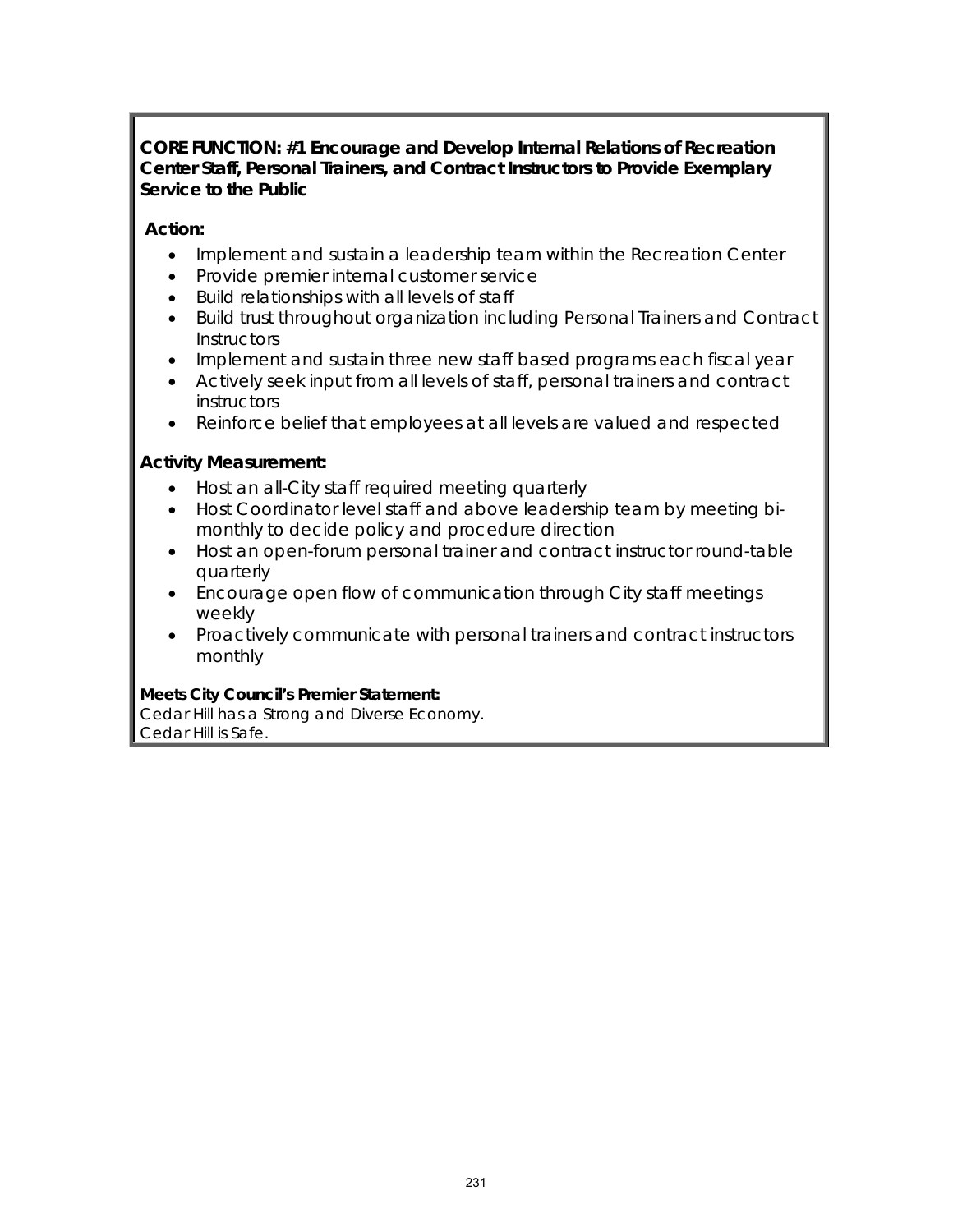**CORE FUNCTION: #1 Encourage and Develop Internal Relations of Recreation Center Staff, Personal Trainers, and Contract Instructors to Provide Exemplary Service to the Public**

**Action:**

- Implement and sustain a leadership team within the Recreation Center
- Provide premier internal customer service
- Build relationships with all levels of staff
- Build trust throughout organization including Personal Trainers and Contract Instructors
- Implement and sustain three new staff based programs each fiscal year
- Actively seek input from all levels of staff, personal trainers and contract instructors
- Reinforce belief that employees at all levels are valued and respected

**Activity Measurement:**

- Host an all-City staff required meeting quarterly
- Host Coordinator level staff and above leadership team by meeting bi-monthly to decide policy and procedure direction
- Host an open-forum personal trainer and contract instructor round-table quarterly
- Encourage open flow of communication through City staff meetings weekly
- Proactively communicate with personal trainers and contract instructors monthly

**Meets City Council's Premier Statement:**
Cedar Hill has a Strong and Diverse Economy.
Cedar Hill is Safe.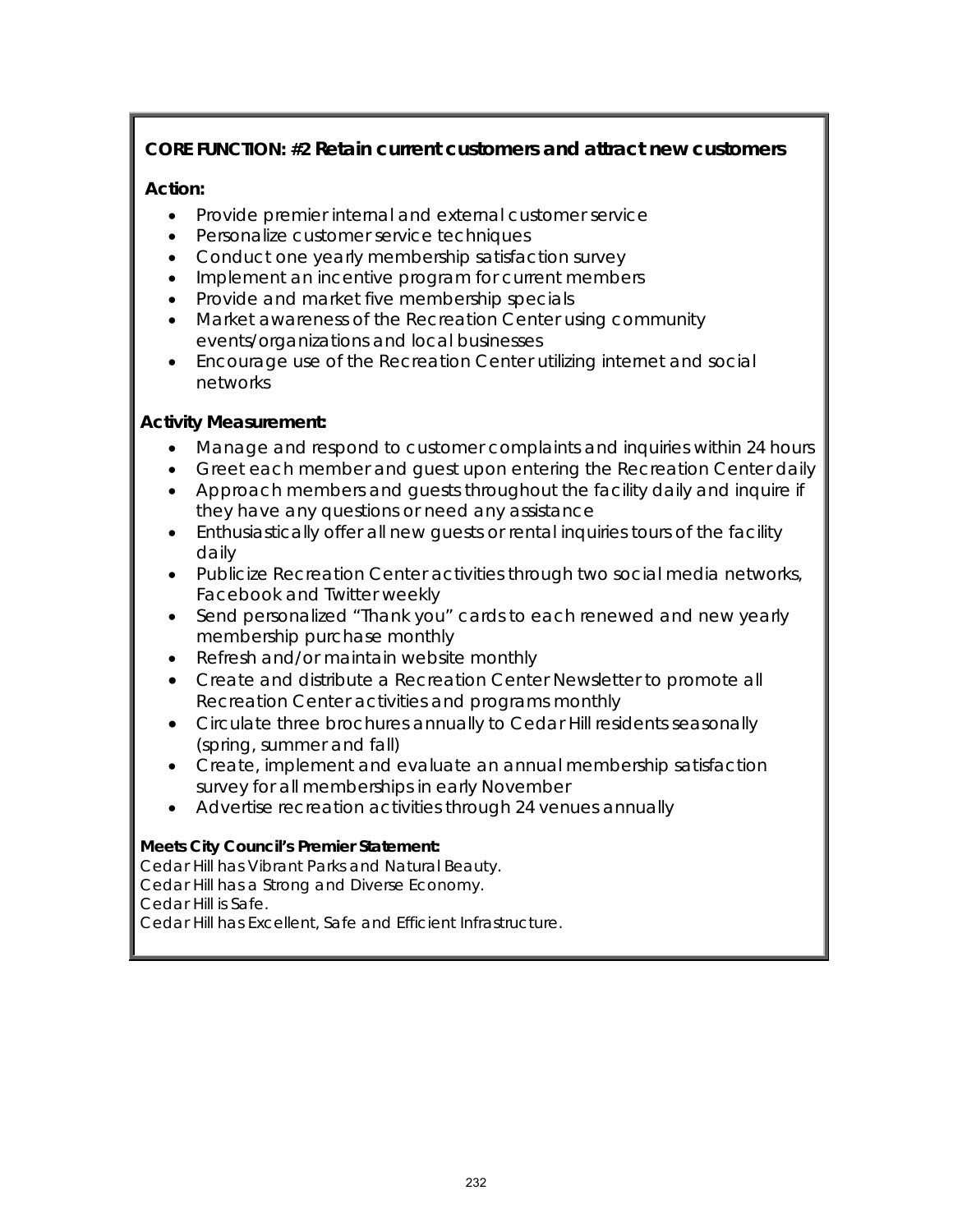**CORE FUNCTION: #2 Retain current customers and attract new customers**

**Action:**

- Provide premier internal and external customer service
- Personalize customer service techniques
- Conduct one yearly membership satisfaction survey
- Implement an incentive program for current members
- Provide and market five membership specials
- Market awareness of the Recreation Center using community events/organizations and local businesses
- Encourage use of the Recreation Center utilizing internet and social networks

**Activity Measurement:**

- Manage and respond to customer complaints and inquiries within 24 hours
- Greet each member and guest upon entering the Recreation Center daily
- Approach members and guests throughout the facility daily and inquire if they have any questions or need any assistance
- Enthusiastically offer all new guests or rental inquiries tours of the facility daily
- Publicize Recreation Center activities through two social media networks, Facebook and Twitter weekly
- Send personalized "Thank you" cards to each renewed and new yearly membership purchase monthly
- Refresh and/or maintain website monthly
- Create and distribute a Recreation Center Newsletter to promote all Recreation Center activities and programs monthly
- Circulate three brochures annually to Cedar Hill residents seasonally (spring, summer and fall)
- Create, implement and evaluate an annual membership satisfaction survey for all memberships in early November
- Advertise recreation activities through 24 venues annually

**Meets City Council's Premier Statement:**
Cedar Hill has Vibrant Parks and Natural Beauty.
Cedar Hill has a Strong and Diverse Economy.
Cedar Hill is Safe.
Cedar Hill has Excellent, Safe and Efficient Infrastructure.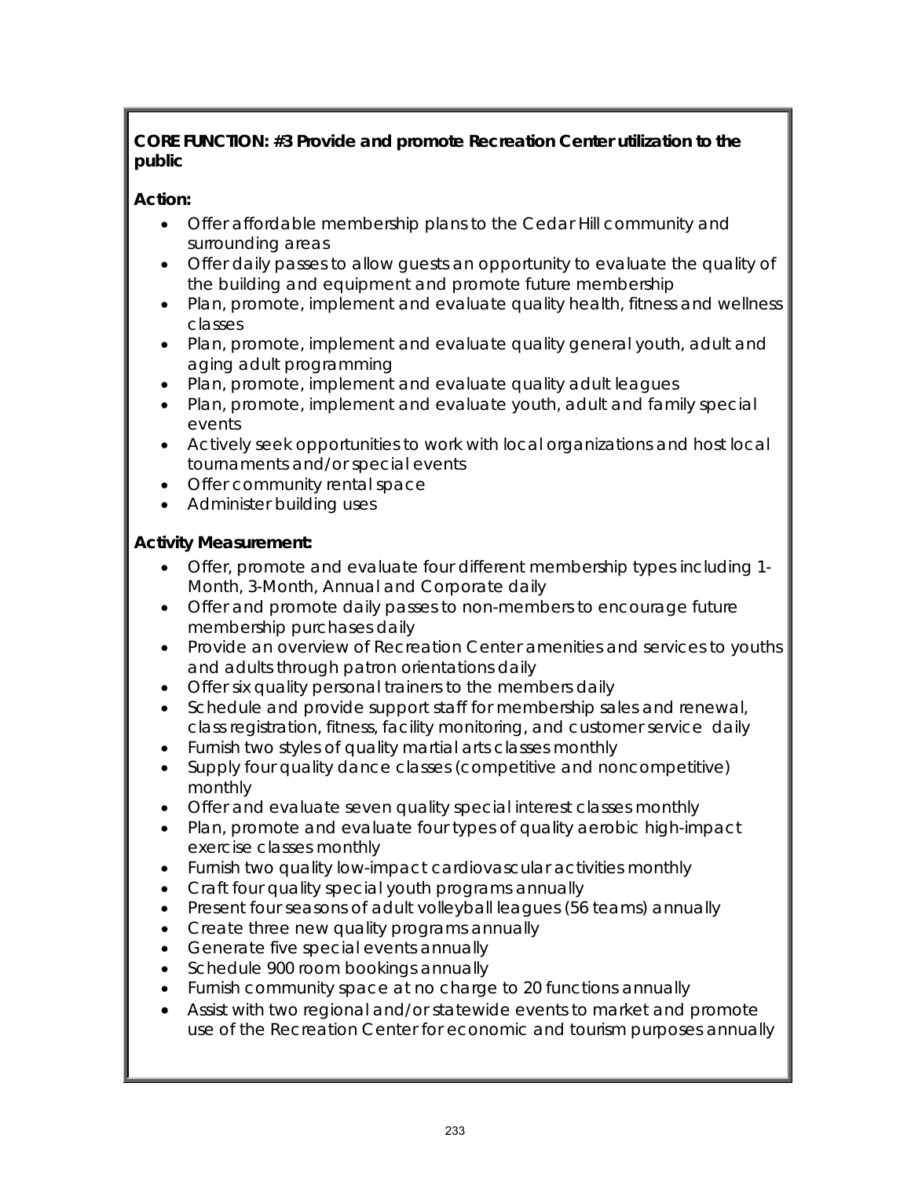**CORE FUNCTION: #3 Provide and promote Recreation Center utilization to the public**

**Action:**

- Offer affordable membership plans to the Cedar Hill community and surrounding areas
- Offer daily passes to allow guests an opportunity to evaluate the quality of the building and equipment and promote future membership
- Plan, promote, implement and evaluate quality health, fitness and wellness classes
- Plan, promote, implement and evaluate quality general youth, adult and aging adult programming
- Plan, promote, implement and evaluate quality adult leagues
- Plan, promote, implement and evaluate youth, adult and family special events
- Actively seek opportunities to work with local organizations and host local tournaments and/or special events
- Offer community rental space
- Administer building uses

**Activity Measurement:**

- Offer, promote and evaluate four different membership types including 1-Month, 3-Month, Annual and Corporate daily
- Offer and promote daily passes to non-members to encourage future membership purchases daily
- Provide an overview of Recreation Center amenities and services to youths and adults through patron orientations daily
- Offer six quality personal trainers to the members daily
- Schedule and provide support staff for membership sales and renewal, class registration, fitness, facility monitoring, and customer service daily
- Furnish two styles of quality martial arts classes monthly
- Supply four quality dance classes (competitive and noncompetitive) monthly
- Offer and evaluate seven quality special interest classes monthly
- Plan, promote and evaluate four types of quality aerobic high-impact exercise classes monthly
- Furnish two quality low-impact cardiovascular activities monthly
- Craft four quality special youth programs annually
- Present four seasons of adult volleyball leagues (56 teams) annually
- Create three new quality programs annually
- Generate five special events annually
- Schedule 900 room bookings annually
- Furnish community space at no charge to 20 functions annually
- Assist with two regional and/or statewide events to market and promote use of the Recreation Center for economic and tourism purposes annually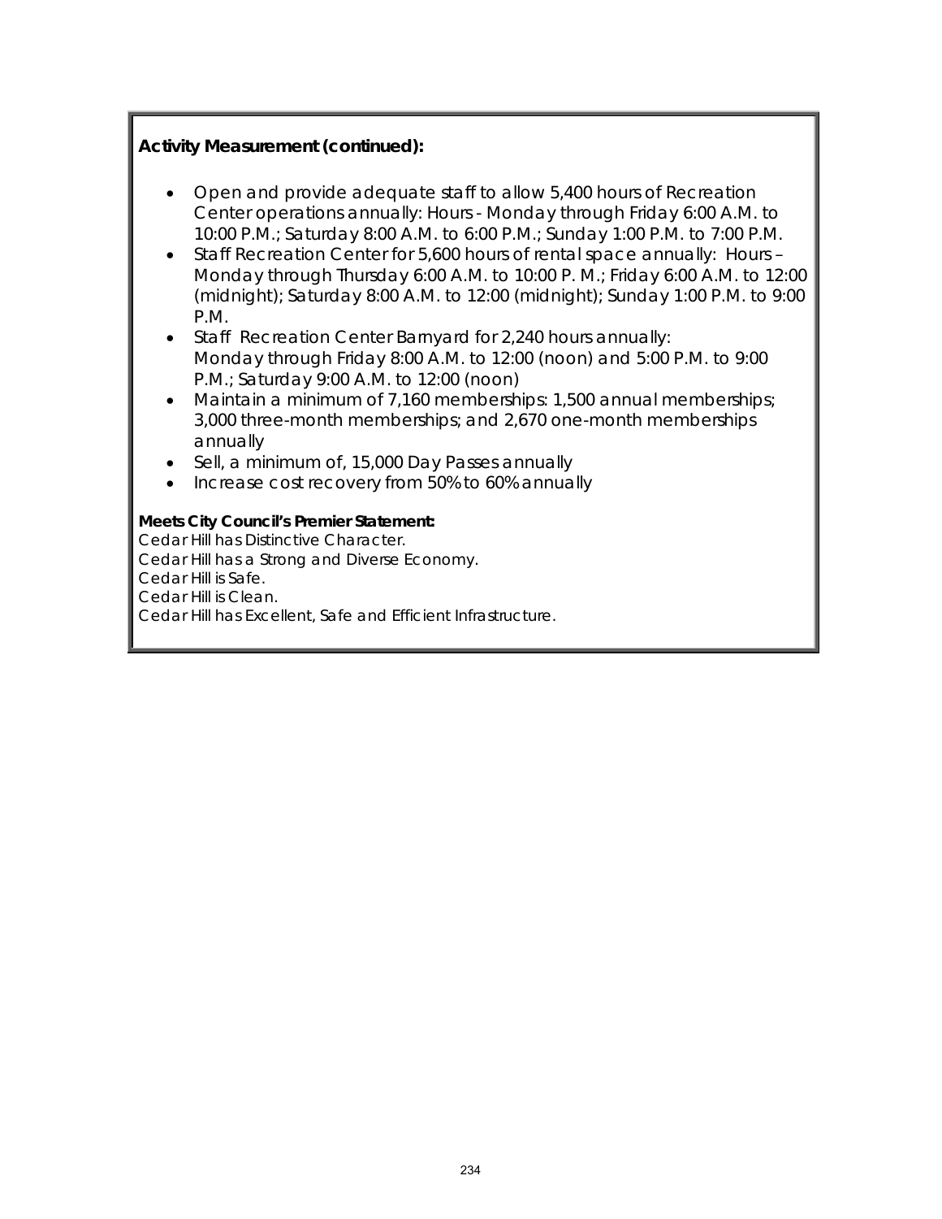**Activity Measurement (continued):**

- Open and provide adequate staff to allow 5,400 hours of Recreation Center operations annually: Hours - Monday through Friday 6:00 A.M. to 10:00 P.M.; Saturday 8:00 A.M. to 6:00 P.M.; Sunday 1:00 P.M. to 7:00 P.M.
- Staff Recreation Center for 5,600 hours of rental space annually: Hours – Monday through Thursday 6:00 A.M. to 10:00 P. M.; Friday 6:00 A.M. to 12:00 (midnight); Saturday 8:00 A.M. to 12:00 (midnight); Sunday 1:00 P.M. to 9:00 P.M.
- Staff Recreation Center Barnyard for 2,240 hours annually: Monday through Friday 8:00 A.M. to 12:00 (noon) and 5:00 P.M. to 9:00 P.M.; Saturday 9:00 A.M. to 12:00 (noon)
- Maintain a minimum of 7,160 memberships: 1,500 annual memberships; 3,000 three-month memberships; and 2,670 one-month memberships annually
- Sell, a minimum of, 15,000 Day Passes annually
- Increase cost recovery from 50% to 60% annually

**Meets City Council's Premier Statement:**
Cedar Hill has Distinctive Character.
Cedar Hill has a Strong and Diverse Economy.
Cedar Hill is Safe.
Cedar Hill is Clean.
Cedar Hill has Excellent, Safe and Efficient Infrastructure.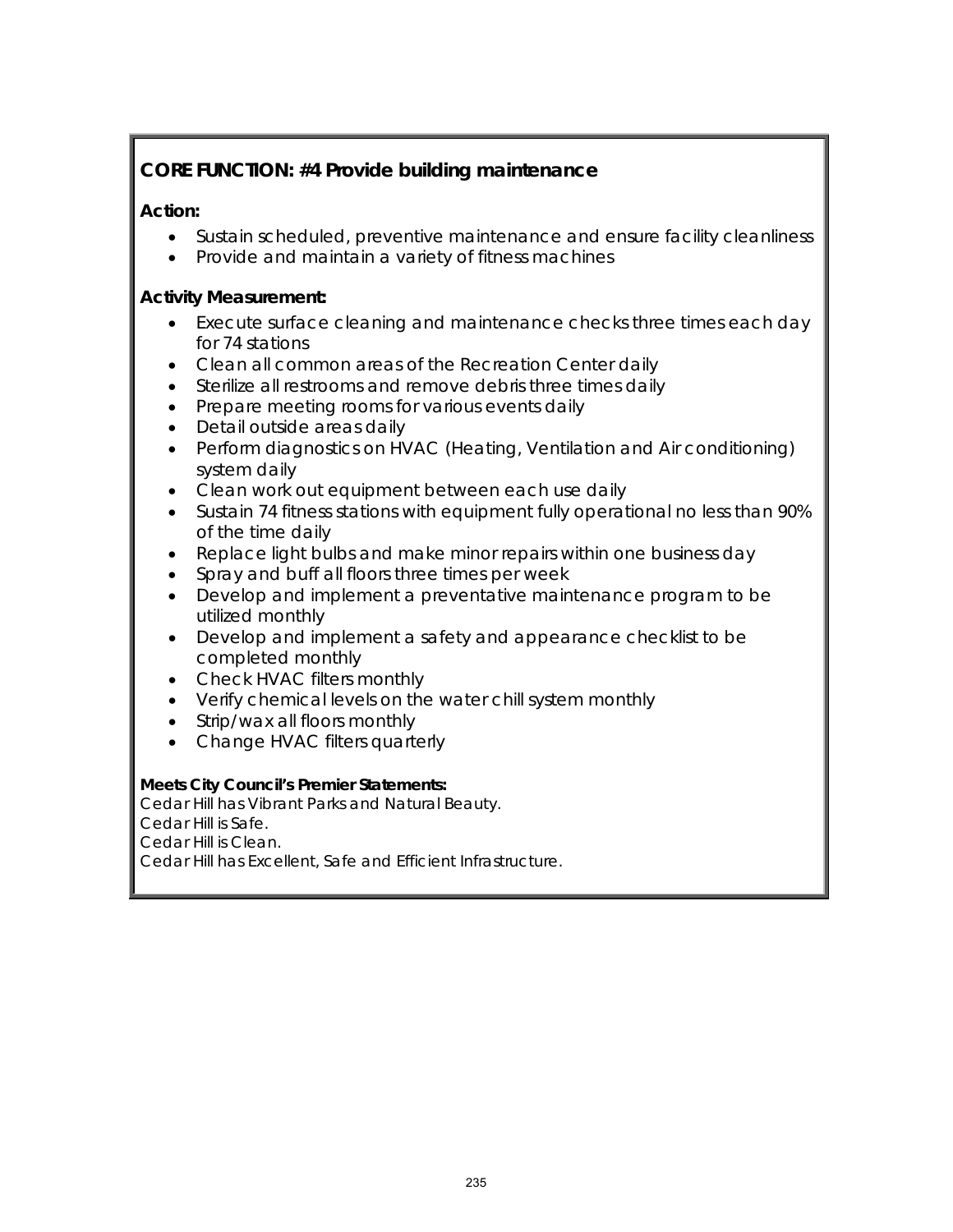## CORE FUNCTION: #4 Provide building maintenance

**Action:**

- Sustain scheduled, preventive maintenance and ensure facility cleanliness
- Provide and maintain a variety of fitness machines

**Activity Measurement:**

- Execute surface cleaning and maintenance checks three times each day for 74 stations
- Clean all common areas of the Recreation Center daily
- Sterilize all restrooms and remove debris three times daily
- Prepare meeting rooms for various events daily
- Detail outside areas daily
- Perform diagnostics on HVAC (Heating, Ventilation and Air conditioning) system daily
- Clean work out equipment between each use daily
- Sustain 74 fitness stations with equipment fully operational no less than 90% of the time daily
- Replace light bulbs and make minor repairs within one business day
- Spray and buff all floors three times per week
- Develop and implement a preventative maintenance program to be utilized monthly
- Develop and implement a safety and appearance checklist to be completed monthly
- Check HVAC filters monthly
- Verify chemical levels on the water chill system monthly
- Strip/wax all floors monthly
- Change HVAC filters quarterly

**Meets City Council's Premier Statements:**
Cedar Hill has Vibrant Parks and Natural Beauty.
Cedar Hill is Safe.
Cedar Hill is Clean.
Cedar Hill has Excellent, Safe and Efficient Infrastructure.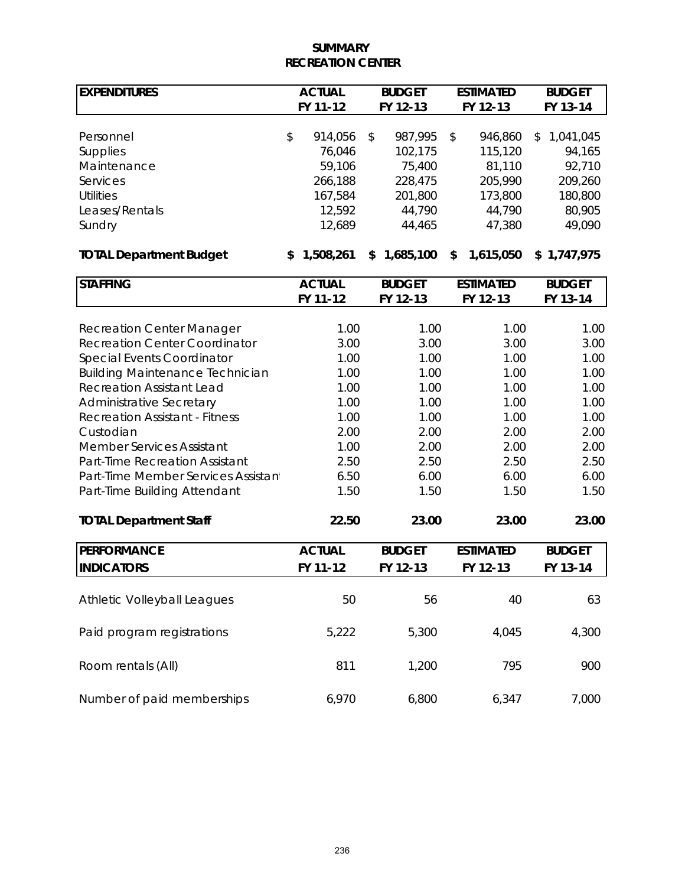# SUMMARY
# RECREATION CENTER

| EXPENDITURES | ACTUAL FY 11-12 | BUDGET FY 12-13 | ESTIMATED FY 12-13 | BUDGET FY 13-14 |
|---|---|---|---|---|
| Personnel | $ 914,056 | $ 987,995 | $ 946,860 | $ 1,041,045 |
| Supplies | 76,046 | 102,175 | 115,120 | 94,165 |
| Maintenance | 59,106 | 75,400 | 81,110 | 92,710 |
| Services | 266,188 | 228,475 | 205,990 | 209,260 |
| Utilities | 167,584 | 201,800 | 173,800 | 180,800 |
| Leases/Rentals | 12,592 | 44,790 | 44,790 | 80,905 |
| Sundry | 12,689 | 44,465 | 47,380 | 49,090 |
| **TOTAL Department Budget** | **$ 1,508,261** | **$ 1,685,100** | **$ 1,615,050** | **$ 1,747,975** |

| STAFFING | ACTUAL FY 11-12 | BUDGET FY 12-13 | ESTIMATED FY 12-13 | BUDGET FY 13-14 |
|---|---|---|---|---|
| Recreation Center Manager | 1.00 | 1.00 | 1.00 | 1.00 |
| Recreation Center Coordinator | 3.00 | 3.00 | 3.00 | 3.00 |
| Special Events Coordinator | 1.00 | 1.00 | 1.00 | 1.00 |
| Building Maintenance Technician | 1.00 | 1.00 | 1.00 | 1.00 |
| Recreation Assistant Lead | 1.00 | 1.00 | 1.00 | 1.00 |
| Administrative Secretary | 1.00 | 1.00 | 1.00 | 1.00 |
| Recreation Assistant - Fitness | 1.00 | 1.00 | 1.00 | 1.00 |
| Custodian | 2.00 | 2.00 | 2.00 | 2.00 |
| Member Services Assistant | 1.00 | 2.00 | 2.00 | 2.00 |
| Part-Time Recreation Assistant | 2.50 | 2.50 | 2.50 | 2.50 |
| Part-Time Member Services Assistant | 6.50 | 6.00 | 6.00 | 6.00 |
| Part-Time Building Attendant | 1.50 | 1.50 | 1.50 | 1.50 |
| **TOTAL Department Staff** | **22.50** | **23.00** | **23.00** | **23.00** |

| PERFORMANCE INDICATORS | ACTUAL FY 11-12 | BUDGET FY 12-13 | ESTIMATED FY 12-13 | BUDGET FY 13-14 |
|---|---|---|---|---|
| Athletic Volleyball Leagues | 50 | 56 | 40 | 63 |
| Paid program registrations | 5,222 | 5,300 | 4,045 | 4,300 |
| Room rentals (All) | 811 | 1,200 | 795 | 900 |
| Number of paid memberships | 6,970 | 6,800 | 6,347 | 7,000 |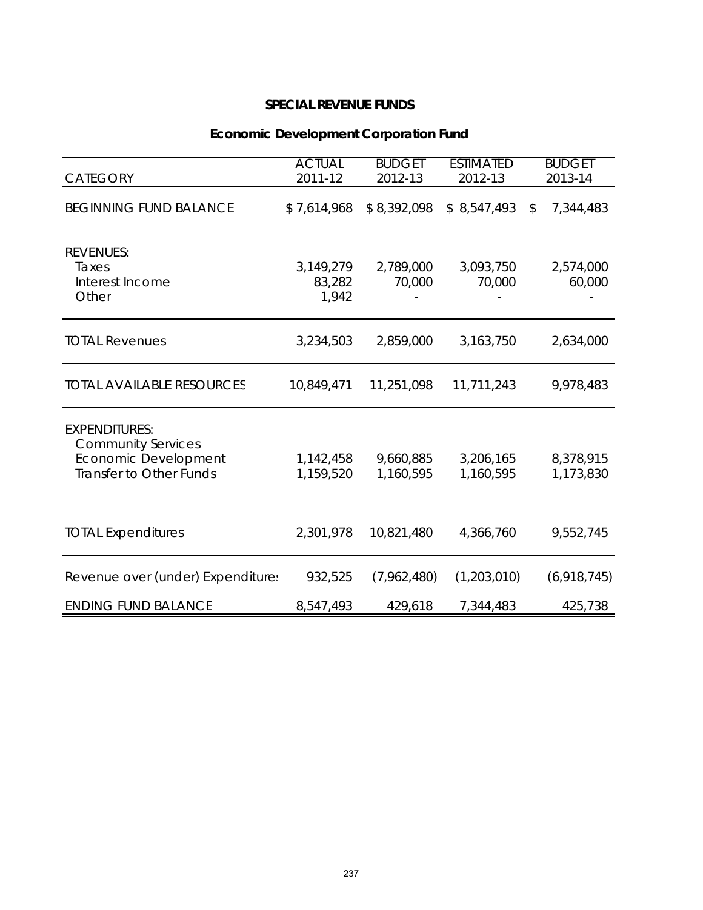## SPECIAL REVENUE FUNDS

### Economic Development Corporation Fund

| CATEGORY | ACTUAL 2011-12 | BUDGET 2012-13 | ESTIMATED 2012-13 | BUDGET 2013-14 |
|---|---|---|---|---|
| BEGINNING FUND BALANCE | $ 7,614,968 | $ 8,392,098 | $ 8,547,493 | $ 7,344,483 |
| REVENUES: | | | | |
| Taxes | 3,149,279 | 2,789,000 | 3,093,750 | 2,574,000 |
| Interest Income | 83,282 | 70,000 | 70,000 | 60,000 |
| Other | 1,942 | - | - | - |
| TOTAL Revenues | 3,234,503 | 2,859,000 | 3,163,750 | 2,634,000 |
| TOTAL AVAILABLE RESOURCES | 10,849,471 | 11,251,098 | 11,711,243 | 9,978,483 |
| EXPENDITURES: | | | | |
| Community Services | | | | |
| Economic Development | 1,142,458 | 9,660,885 | 3,206,165 | 8,378,915 |
| Transfer to Other Funds | 1,159,520 | 1,160,595 | 1,160,595 | 1,173,830 |
| TOTAL Expenditures | 2,301,978 | 10,821,480 | 4,366,760 | 9,552,745 |
| Revenue over (under) Expenditures | 932,525 | (7,962,480) | (1,203,010) | (6,918,745) |
| ENDING FUND BALANCE | 8,547,493 | 429,618 | 7,344,483 | 425,738 |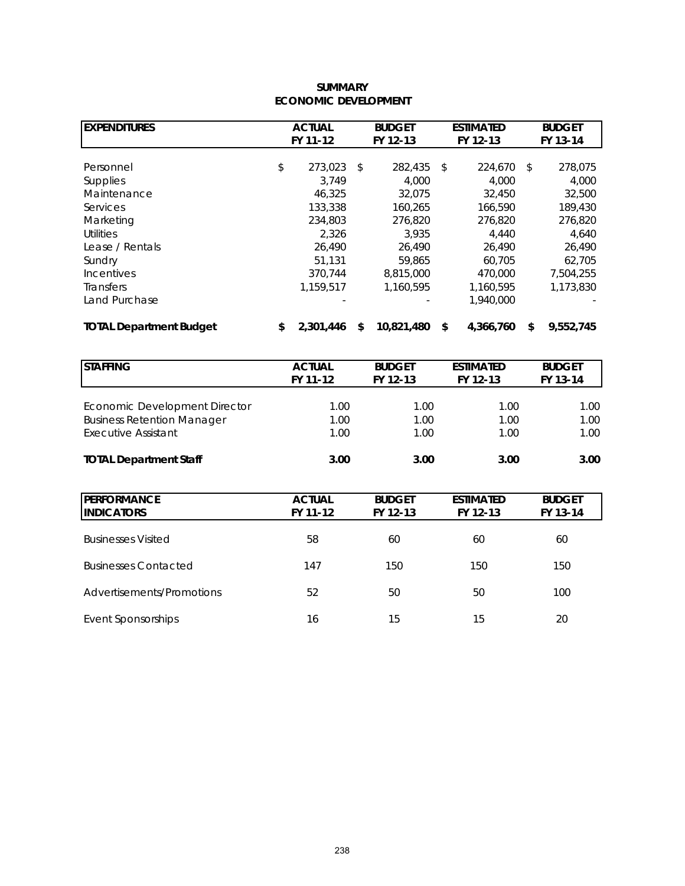# SUMMARY
## ECONOMIC DEVELOPMENT

| EXPENDITURES | ACTUAL FY 11-12 | BUDGET FY 12-13 | ESTIMATED FY 12-13 | BUDGET FY 13-14 |
|---|---|---|---|---|
| Personnel | $ 273,023 | $ 282,435 | $ 224,670 | $ 278,075 |
| Supplies | 3,749 | 4,000 | 4,000 | 4,000 |
| Maintenance | 46,325 | 32,075 | 32,450 | 32,500 |
| Services | 133,338 | 160,265 | 166,590 | 189,430 |
| Marketing | 234,803 | 276,820 | 276,820 | 276,820 |
| Utilities | 2,326 | 3,935 | 4,440 | 4,640 |
| Lease / Rentals | 26,490 | 26,490 | 26,490 | 26,490 |
| Sundry | 51,131 | 59,865 | 60,705 | 62,705 |
| Incentives | 370,744 | 8,815,000 | 470,000 | 7,504,255 |
| Transfers | 1,159,517 | 1,160,595 | 1,160,595 | 1,173,830 |
| Land Purchase | - | - | 1,940,000 | - |
| **TOTAL Department Budget** | **$ 2,301,446** | **$ 10,821,480** | **$ 4,366,760** | **$ 9,552,745** |

| STAFFING | ACTUAL FY 11-12 | BUDGET FY 12-13 | ESTIMATED FY 12-13 | BUDGET FY 13-14 |
|---|---|---|---|---|
| Economic Development Director | 1.00 | 1.00 | 1.00 | 1.00 |
| Business Retention Manager | 1.00 | 1.00 | 1.00 | 1.00 |
| Executive Assistant | 1.00 | 1.00 | 1.00 | 1.00 |
| **TOTAL Department Staff** | **3.00** | **3.00** | **3.00** | **3.00** |

| PERFORMANCE INDICATORS | ACTUAL FY 11-12 | BUDGET FY 12-13 | ESTIMATED FY 12-13 | BUDGET FY 13-14 |
|---|---|---|---|---|
| Businesses Visited | 58 | 60 | 60 | 60 |
| Businesses Contacted | 147 | 150 | 150 | 150 |
| Advertisements/Promotions | 52 | 50 | 50 | 100 |
| Event Sponsorships | 16 | 15 | 15 | 20 |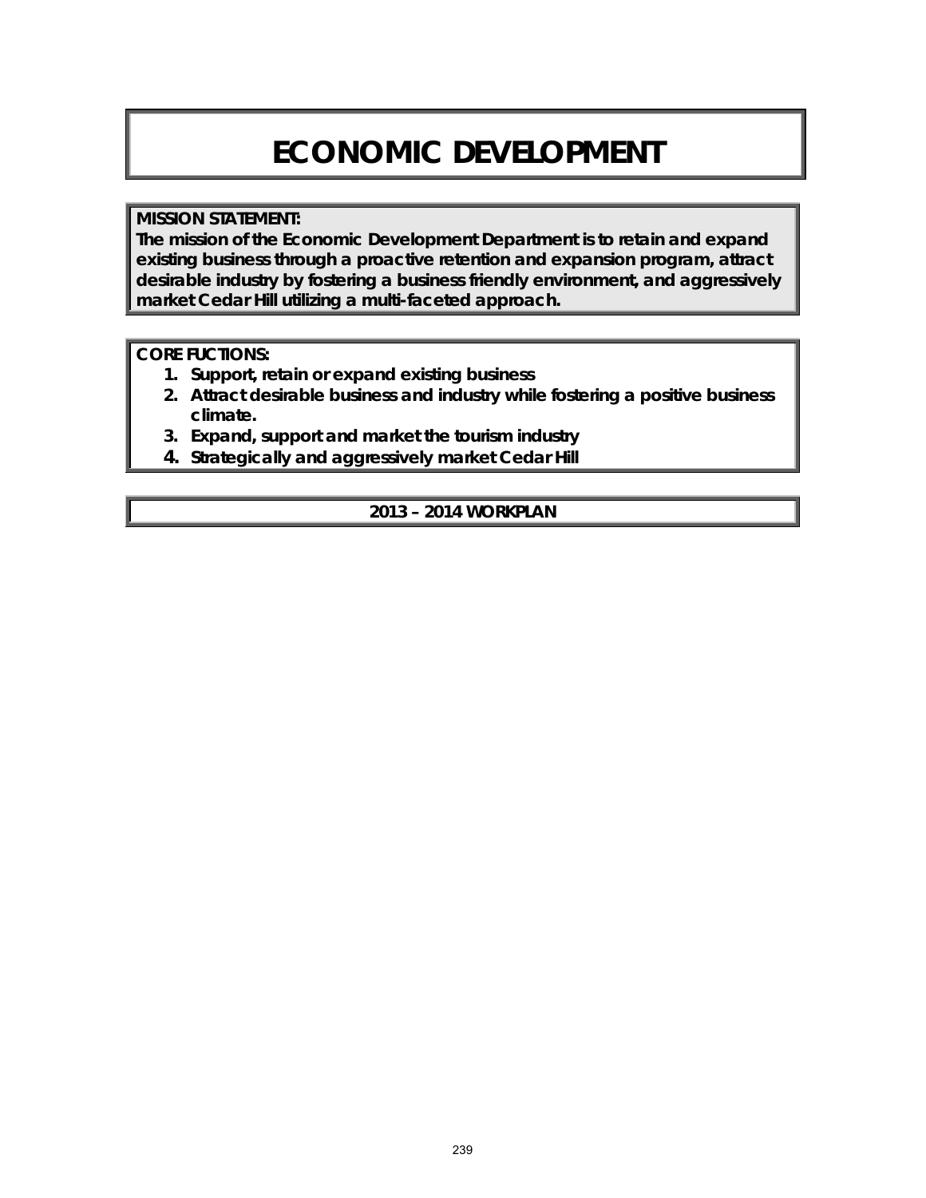# ECONOMIC DEVELOPMENT

**MISSION STATEMENT:**
**The mission of the Economic Development Department is to retain and expand existing business through a proactive retention and expansion program, attract desirable industry by fostering a business friendly environment, and aggressively market Cedar Hill utilizing a multi-faceted approach.**

**CORE FUCTIONS:**

1. **Support, retain or expand existing business**
2. **Attract desirable business and industry while fostering a positive business climate.**
3. **Expand, support and market the tourism industry**
4. **Strategically and aggressively market Cedar Hill**

## 2013 – 2014 WORKPLAN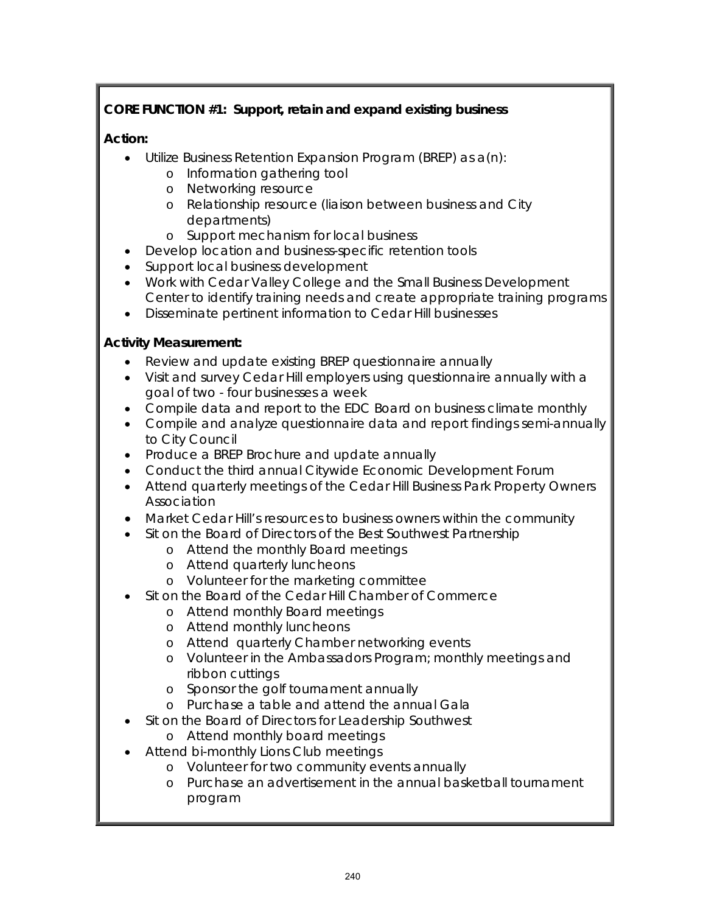**CORE FUNCTION #1: Support, retain and expand existing business**

**Action:**

- Utilize Business Retention Expansion Program (BREP) as a(n):
  - Information gathering tool
  - Networking resource
  - Relationship resource (liaison between business and City departments)
  - Support mechanism for local business
- Develop location and business-specific retention tools
- Support local business development
- Work with Cedar Valley College and the Small Business Development Center to identify training needs and create appropriate training programs
- Disseminate pertinent information to Cedar Hill businesses

**Activity Measurement:**

- Review and update existing BREP questionnaire annually
- Visit and survey Cedar Hill employers using questionnaire annually with a goal of two - four businesses a week
- Compile data and report to the EDC Board on business climate monthly
- Compile and analyze questionnaire data and report findings semi-annually to City Council
- Produce a BREP Brochure and update annually
- Conduct the third annual Citywide Economic Development Forum
- Attend quarterly meetings of the Cedar Hill Business Park Property Owners Association
- Market Cedar Hill's resources to business owners within the community
- Sit on the Board of Directors of the Best Southwest Partnership
  - Attend the monthly Board meetings
  - Attend quarterly luncheons
  - Volunteer for the marketing committee
- Sit on the Board of the Cedar Hill Chamber of Commerce
  - Attend monthly Board meetings
  - Attend monthly luncheons
  - Attend quarterly Chamber networking events
  - Volunteer in the Ambassadors Program; monthly meetings and ribbon cuttings
  - Sponsor the golf tournament annually
  - Purchase a table and attend the annual Gala
- Sit on the Board of Directors for Leadership Southwest
  - Attend monthly board meetings
- Attend bi-monthly Lions Club meetings
  - Volunteer for two community events annually
  - Purchase an advertisement in the annual basketball tournament program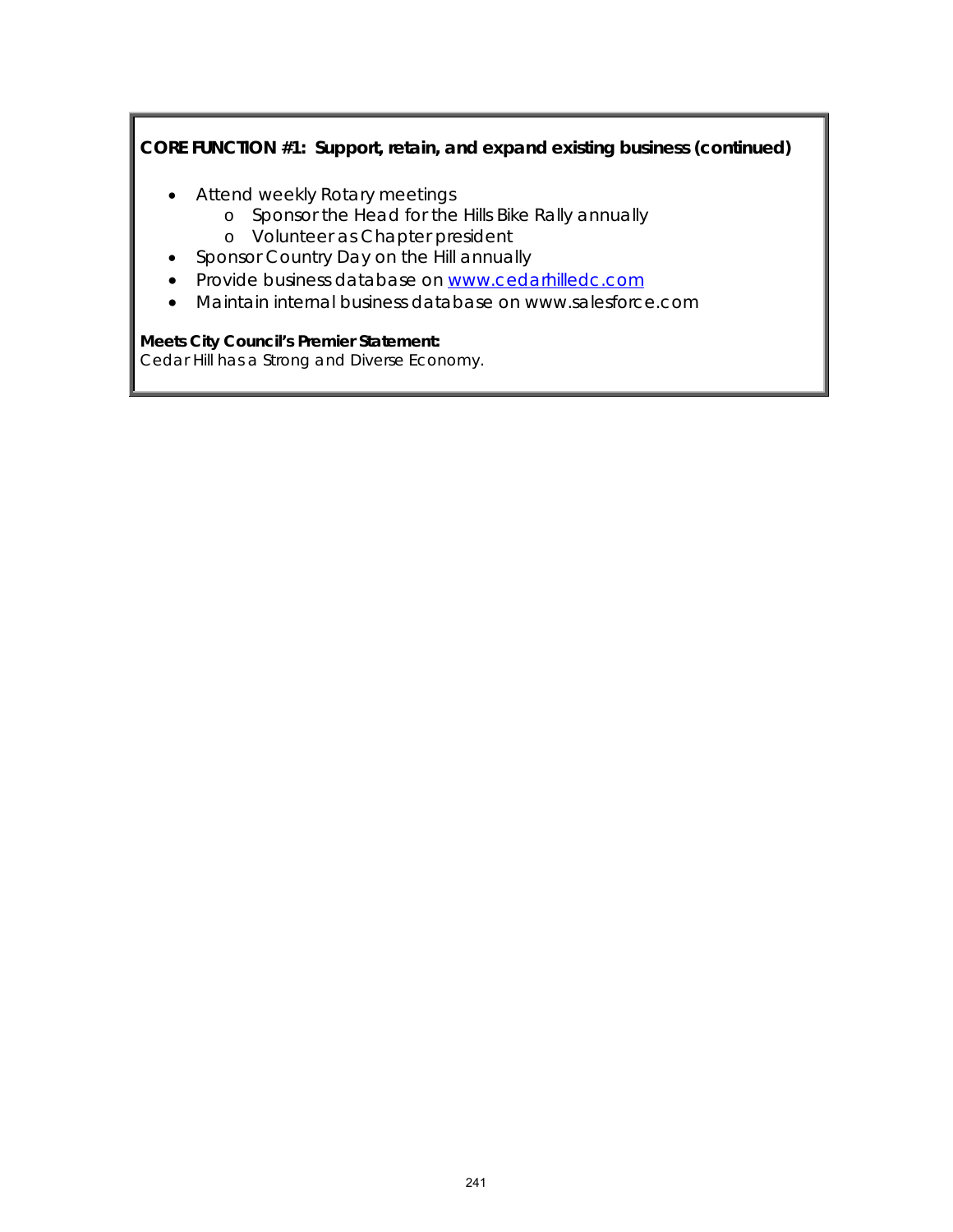**CORE FUNCTION #1: Support, retain, and expand existing business (continued)**

- Attend weekly Rotary meetings
  - Sponsor the Head for the Hills Bike Rally annually
  - Volunteer as Chapter president
- Sponsor Country Day on the Hill annually
- Provide business database on [www.cedarhilledc.com](http://www.cedarhilledc.com)
- Maintain internal business database on www.salesforce.com

**Meets City Council's Premier Statement:**
Cedar Hill has a Strong and Diverse Economy.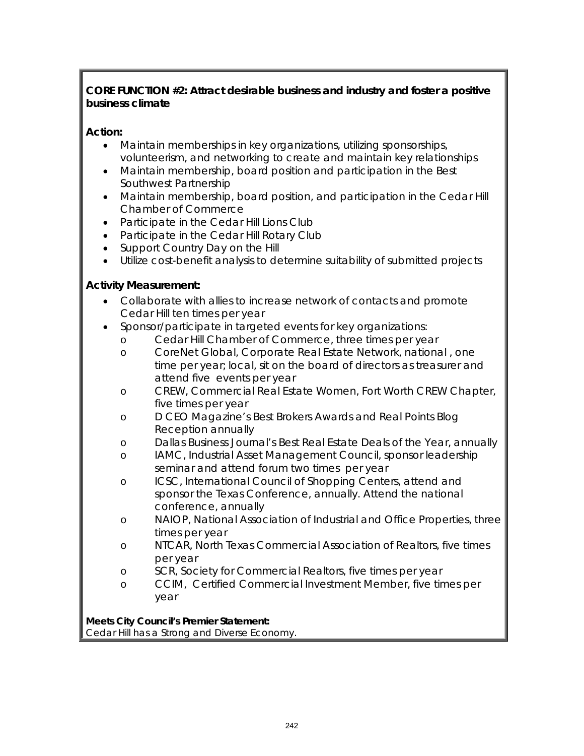**CORE FUNCTION #2: Attract desirable business and industry and foster a positive business climate**

**Action:**

- Maintain memberships in key organizations, utilizing sponsorships, volunteerism, and networking to create and maintain key relationships
- Maintain membership, board position and participation in the Best Southwest Partnership
- Maintain membership, board position, and participation in the Cedar Hill Chamber of Commerce
- Participate in the Cedar Hill Lions Club
- Participate in the Cedar Hill Rotary Club
- Support Country Day on the Hill
- Utilize cost-benefit analysis to determine suitability of submitted projects

**Activity Measurement:**

- Collaborate with allies to increase network of contacts and promote Cedar Hill ten times per year
- Sponsor/participate in targeted events for key organizations:
  - Cedar Hill Chamber of Commerce, three times per year
  - CoreNet Global, Corporate Real Estate Network, national , one time per year; local, sit on the board of directors as treasurer and attend five events per year
  - CREW, Commercial Real Estate Women, Fort Worth CREW Chapter, five times per year
  - D CEO Magazine's Best Brokers Awards and Real Points Blog Reception annually
  - Dallas Business Journal's Best Real Estate Deals of the Year, annually
  - IAMC, Industrial Asset Management Council, sponsor leadership seminar and attend forum two times per year
  - ICSC, International Council of Shopping Centers, attend and sponsor the Texas Conference, annually. Attend the national conference, annually
  - NAIOP, National Association of Industrial and Office Properties, three times per year
  - NTCAR, North Texas Commercial Association of Realtors, five times per year
  - SCR, Society for Commercial Realtors, five times per year
  - CCIM, Certified Commercial Investment Member, five times per year

**Meets City Council's Premier Statement:**
Cedar Hill has a Strong and Diverse Economy.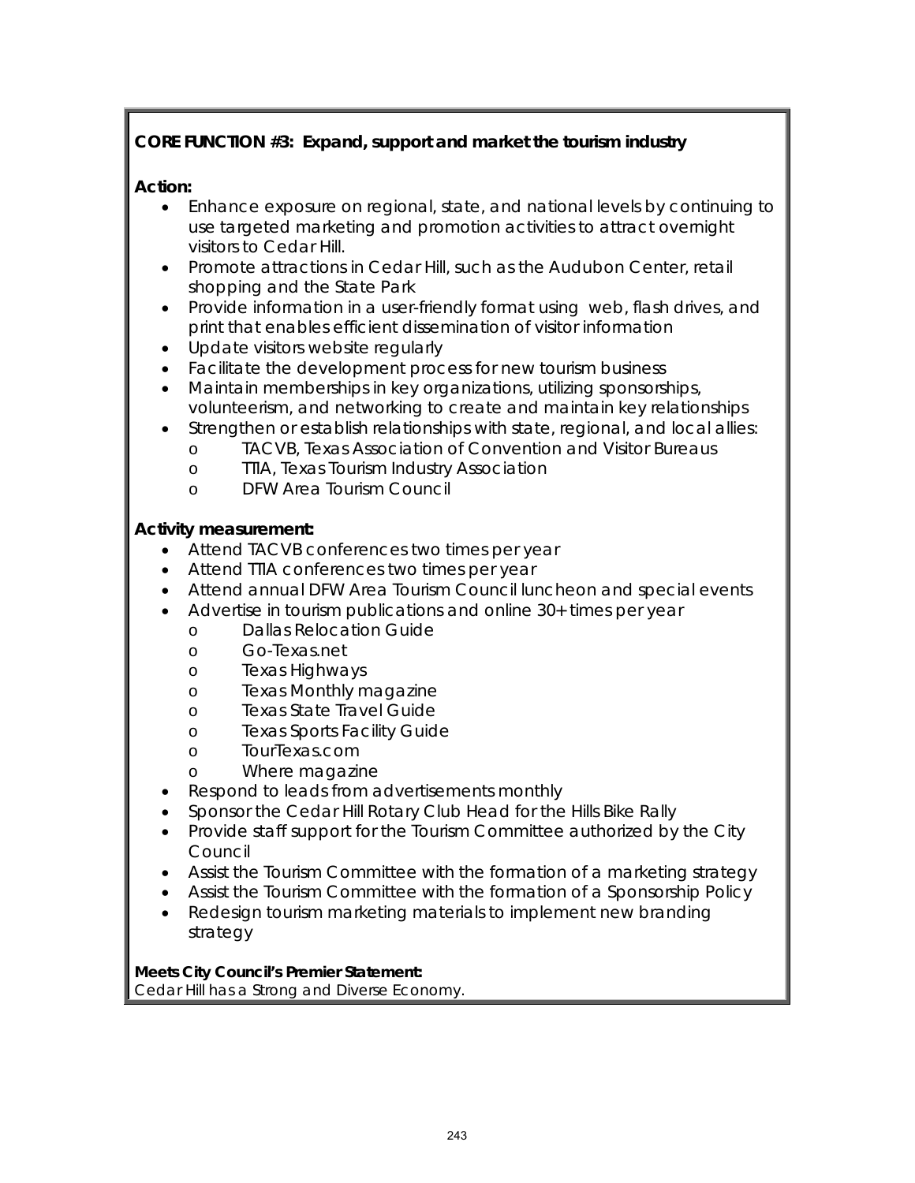**CORE FUNCTION #3: Expand, support and market the tourism industry**

**Action:**

- Enhance exposure on regional, state, and national levels by continuing to use targeted marketing and promotion activities to attract overnight visitors to Cedar Hill.
- Promote attractions in Cedar Hill, such as the Audubon Center, retail shopping and the State Park
- Provide information in a user-friendly format using web, flash drives, and print that enables efficient dissemination of visitor information
- Update visitors website regularly
- Facilitate the development process for new tourism business
- Maintain memberships in key organizations, utilizing sponsorships, volunteerism, and networking to create and maintain key relationships
- Strengthen or establish relationships with state, regional, and local allies:
    - TACVB, Texas Association of Convention and Visitor Bureaus
    - TTIA, Texas Tourism Industry Association
    - DFW Area Tourism Council

**Activity measurement:**

- Attend TACVB conferences two times per year
- Attend TTIA conferences two times per year
- Attend annual DFW Area Tourism Council luncheon and special events
- Advertise in tourism publications and online 30+ times per year
    - Dallas Relocation Guide
    - Go-Texas.net
    - Texas Highways
    - Texas Monthly magazine
    - Texas State Travel Guide
    - Texas Sports Facility Guide
    - TourTexas.com
    - Where magazine
- Respond to leads from advertisements monthly
- Sponsor the Cedar Hill Rotary Club Head for the Hills Bike Rally
- Provide staff support for the Tourism Committee authorized by the City Council
- Assist the Tourism Committee with the formation of a marketing strategy
- Assist the Tourism Committee with the formation of a Sponsorship Policy
- Redesign tourism marketing materials to implement new branding strategy

**Meets City Council's Premier Statement:**
Cedar Hill has a Strong and Diverse Economy.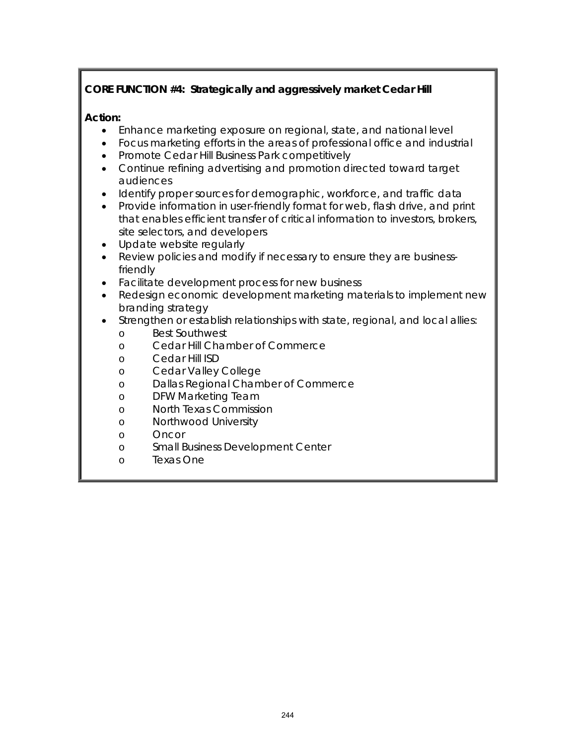**CORE FUNCTION #4: Strategically and aggressively market Cedar Hill**

**Action:**

- Enhance marketing exposure on regional, state, and national level
- Focus marketing efforts in the areas of professional office and industrial
- Promote Cedar Hill Business Park competitively
- Continue refining advertising and promotion directed toward target audiences
- Identify proper sources for demographic, workforce, and traffic data
- Provide information in user-friendly format for web, flash drive, and print that enables efficient transfer of critical information to investors, brokers, site selectors, and developers
- Update website regularly
- Review policies and modify if necessary to ensure they are business-friendly
- Facilitate development process for new business
- Redesign economic development marketing materials to implement new branding strategy
- Strengthen or establish relationships with state, regional, and local allies:
    - Best Southwest
    - Cedar Hill Chamber of Commerce
    - Cedar Hill ISD
    - Cedar Valley College
    - Dallas Regional Chamber of Commerce
    - DFW Marketing Team
    - North Texas Commission
    - Northwood University
    - Oncor
    - Small Business Development Center
    - Texas One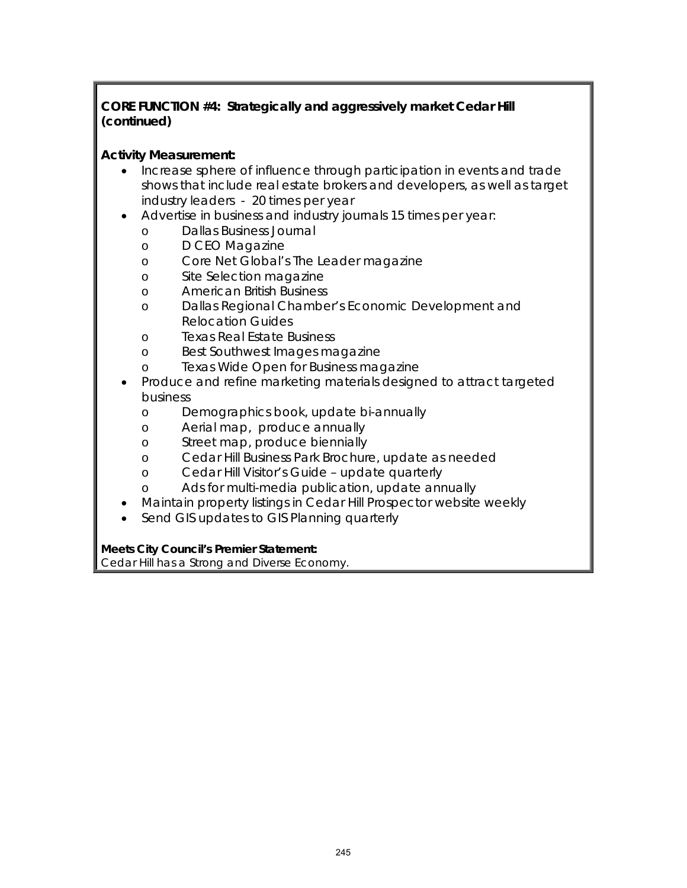**CORE FUNCTION #4: Strategically and aggressively market Cedar Hill (continued)**

**Activity Measurement:**

- Increase sphere of influence through participation in events and trade shows that include real estate brokers and developers, as well as target industry leaders - 20 times per year
- Advertise in business and industry journals 15 times per year:
  - Dallas Business Journal
  - D CEO Magazine
  - Core Net Global's The Leader magazine
  - Site Selection magazine
  - American British Business
  - Dallas Regional Chamber's Economic Development and Relocation Guides
  - Texas Real Estate Business
  - Best Southwest Images magazine
  - Texas Wide Open for Business magazine
- Produce and refine marketing materials designed to attract targeted business
  - Demographics book, update bi-annually
  - Aerial map, produce annually
  - Street map, produce biennially
  - Cedar Hill Business Park Brochure, update as needed
  - Cedar Hill Visitor's Guide – update quarterly
  - Ads for multi-media publication, update annually
- Maintain property listings in Cedar Hill Prospector website weekly
- Send GIS updates to GIS Planning quarterly

**Meets City Council's Premier Statement:**
Cedar Hill has a Strong and Diverse Economy.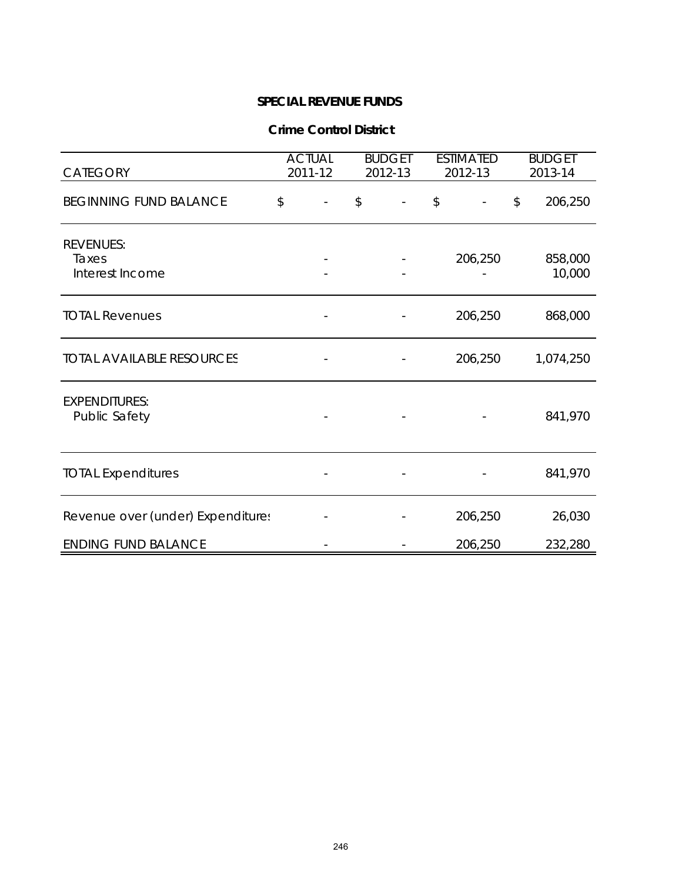## SPECIAL REVENUE FUNDS

### Crime Control District

| CATEGORY | ACTUAL 2011-12 | BUDGET 2012-13 | ESTIMATED 2012-13 | BUDGET 2013-14 |
|---|---|---|---|---|
| BEGINNING FUND BALANCE | $ - | $ - | $ - | $ 206,250 |
| REVENUES: | | | | |
| Taxes | - | - | 206,250 | 858,000 |
| Interest Income | - | - | - | 10,000 |
| TOTAL Revenues | - | - | 206,250 | 868,000 |
| TOTAL AVAILABLE RESOURCES | - | - | 206,250 | 1,074,250 |
| EXPENDITURES: | | | | |
| Public Safety | - | - | - | 841,970 |
| TOTAL Expenditures | - | - | - | 841,970 |
| Revenue over (under) Expenditures | - | - | 206,250 | 26,030 |
| ENDING FUND BALANCE | - | - | 206,250 | 232,280 |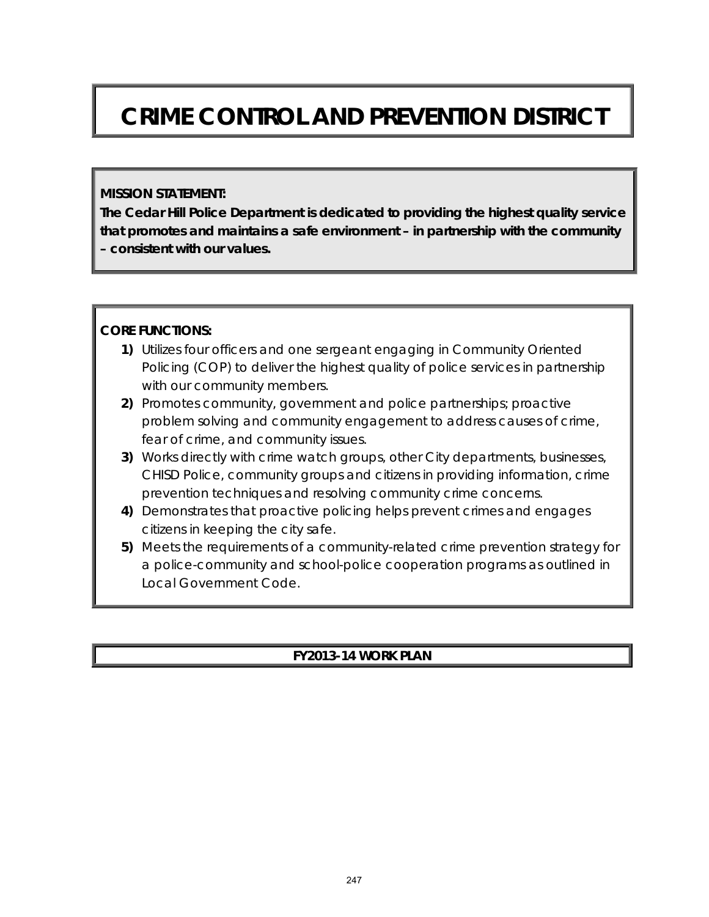# CRIME CONTROL AND PREVENTION DISTRICT

**MISSION STATEMENT:**
**The Cedar Hill Police Department is dedicated to providing the highest quality service that promotes and maintains a safe environment – in partnership with the community – consistent with our values.**

**CORE FUNCTIONS:**

1) Utilizes four officers and one sergeant engaging in Community Oriented Policing (COP) to deliver the highest quality of police services in partnership with our community members.
2) Promotes community, government and police partnerships; proactive problem solving and community engagement to address causes of crime, fear of crime, and community issues.
3) Works directly with crime watch groups, other City departments, businesses, CHISD Police, community groups and citizens in providing information, crime prevention techniques and resolving community crime concerns.
4) Demonstrates that proactive policing helps prevent crimes and engages citizens in keeping the city safe.
5) Meets the requirements of a community-related crime prevention strategy for a police-community and school-police cooperation programs as outlined in Local Government Code.

## FY2013-14 WORK PLAN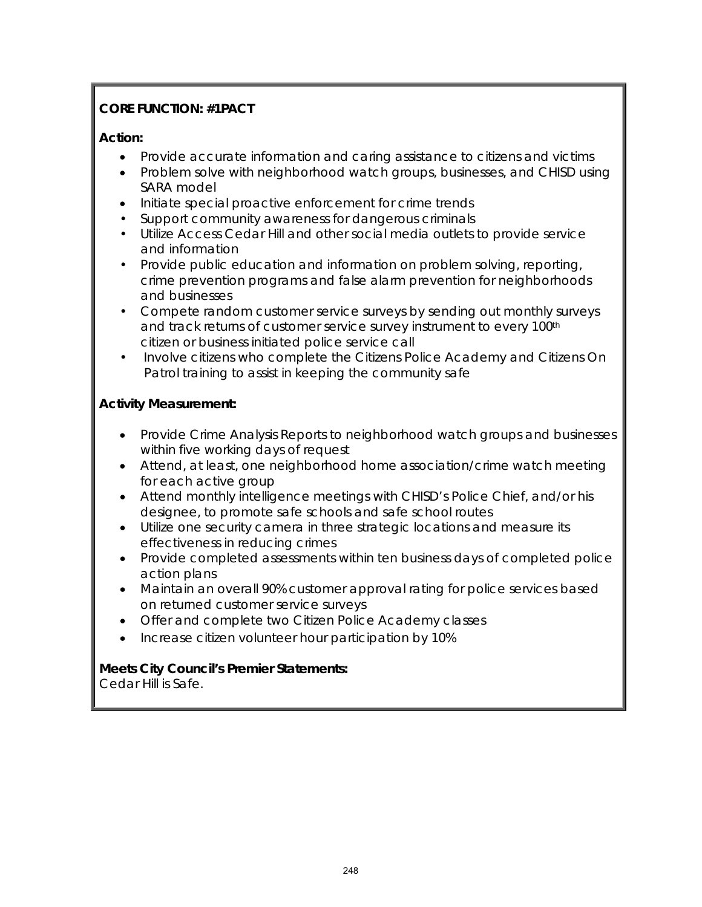**CORE FUNCTION: #1PACT**

**Action:**

- Provide accurate information and caring assistance to citizens and victims
- Problem solve with neighborhood watch groups, businesses, and CHISD using SARA model
- Initiate special proactive enforcement for crime trends
- Support community awareness for dangerous criminals
- Utilize Access Cedar Hill and other social media outlets to provide service and information
- Provide public education and information on problem solving, reporting, crime prevention programs and false alarm prevention for neighborhoods and businesses
- Compete random customer service surveys by sending out monthly surveys and track returns of customer service survey instrument to every 100th citizen or business initiated police service call
- Involve citizens who complete the Citizens Police Academy and Citizens On Patrol training to assist in keeping the community safe

**Activity Measurement:**

- Provide Crime Analysis Reports to neighborhood watch groups and businesses within five working days of request
- Attend, at least, one neighborhood home association/crime watch meeting for each active group
- Attend monthly intelligence meetings with CHISD's Police Chief, and/or his designee, to promote safe schools and safe school routes
- Utilize one security camera in three strategic locations and measure its effectiveness in reducing crimes
- Provide completed assessments within ten business days of completed police action plans
- Maintain an overall 90% customer approval rating for police services based on returned customer service surveys
- Offer and complete two Citizen Police Academy classes
- Increase citizen volunteer hour participation by 10%

**Meets City Council's Premier Statements:**
Cedar Hill is Safe.